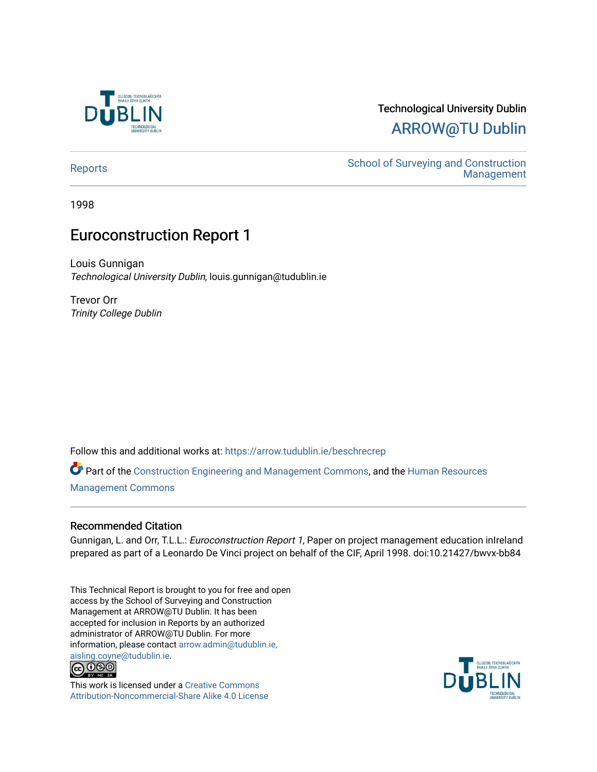Technological University Dublin

ARROW@TU Dublin

Reports

School of Surveying and Construction Management

1998

# Euroconstruction Report 1

Louis Gunnigan
*Technological University Dublin*, louis.gunnigan@tudublin.ie

Trevor Orr
*Trinity College Dublin*

Follow this and additional works at: https://arrow.tudublin.ie/beschrecrep

Part of the Construction Engineering and Management Commons, and the Human Resources Management Commons

### Recommended Citation

Gunnigan, L. and Orr, T.L.L.: *Euroconstruction Report 1,* Paper on project management education inIreland prepared as part of a Leonardo De Vinci project on behalf of the CIF, April 1998. doi:10.21427/bwvx-bb84

This Technical Report is brought to you for free and open access by the School of Surveying and Construction Management at ARROW@TU Dublin. It has been accepted for inclusion in Reports by an authorized administrator of ARROW@TU Dublin. For more information, please contact arrow.admin@tudublin.ie, aisling.coyne@tudublin.ie.

This work is licensed under a Creative Commons Attribution-Noncommercial-Share Alike 4.0 License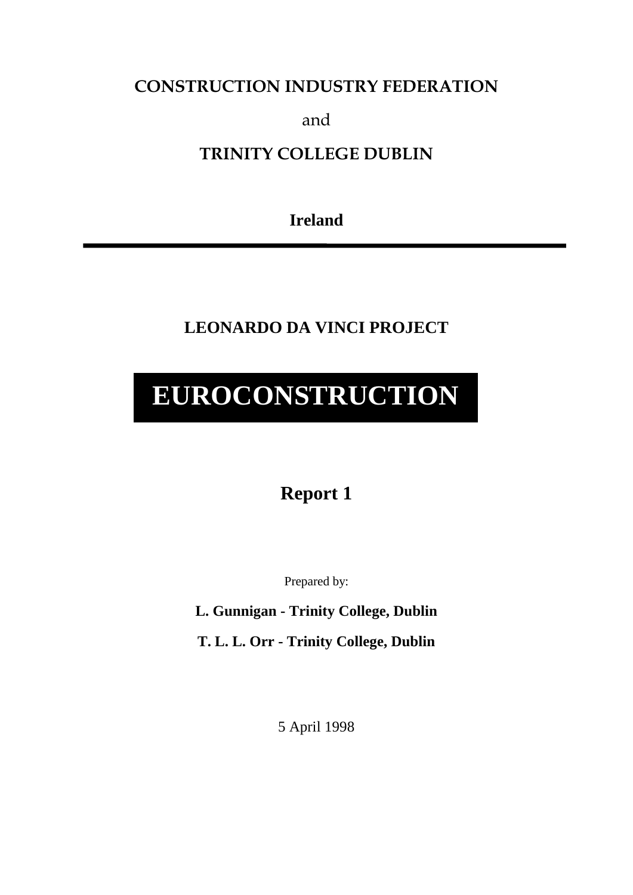**CONSTRUCTION INDUSTRY FEDERATION**

and

**TRINITY COLLEGE DUBLIN**

**Ireland**

---

**LEONARDO DA VINCI PROJECT**

# EUROCONSTRUCTION

## Report 1

Prepared by:

**L. Gunnigan - Trinity College, Dublin**

**T. L. L. Orr - Trinity College, Dublin**

5 April 1998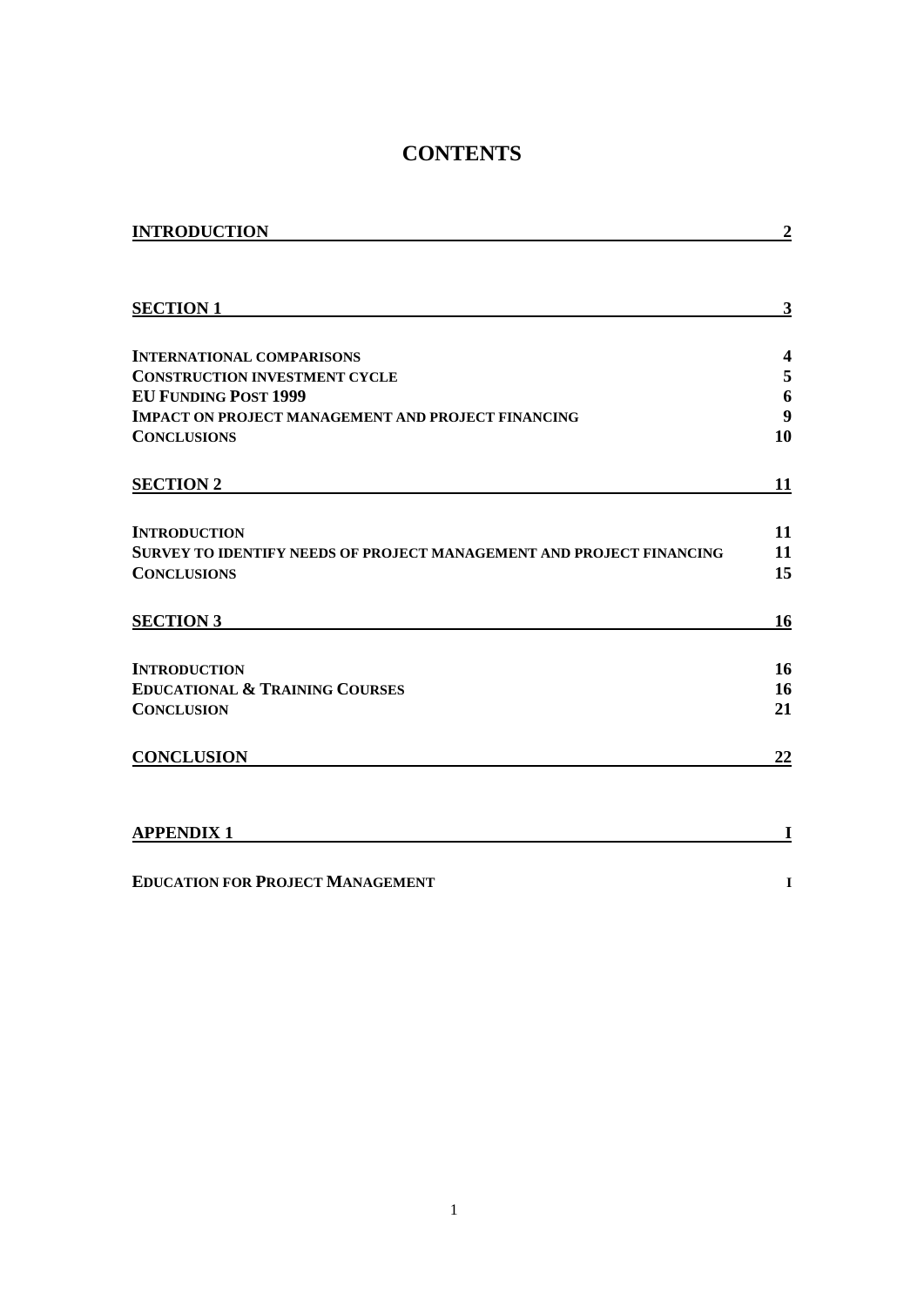# CONTENTS

| | |
|---|---|
| **INTRODUCTION** | **2** |
| **SECTION 1** | **3** |
| **INTERNATIONAL COMPARISONS** | **4** |
| **CONSTRUCTION INVESTMENT CYCLE** | **5** |
| **EU FUNDING POST 1999** | **6** |
| **IMPACT ON PROJECT MANAGEMENT AND PROJECT FINANCING** | **9** |
| **CONCLUSIONS** | **10** |
| **SECTION 2** | **11** |
| **INTRODUCTION** | **11** |
| **SURVEY TO IDENTIFY NEEDS OF PROJECT MANAGEMENT AND PROJECT FINANCING** | **11** |
| **CONCLUSIONS** | **15** |
| **SECTION 3** | **16** |
| **INTRODUCTION** | **16** |
| **EDUCATIONAL & TRAINING COURSES** | **16** |
| **CONCLUSION** | **21** |
| **CONCLUSION** | **22** |
| **APPENDIX 1** | **I** |
| **EDUCATION FOR PROJECT MANAGEMENT** | **I** |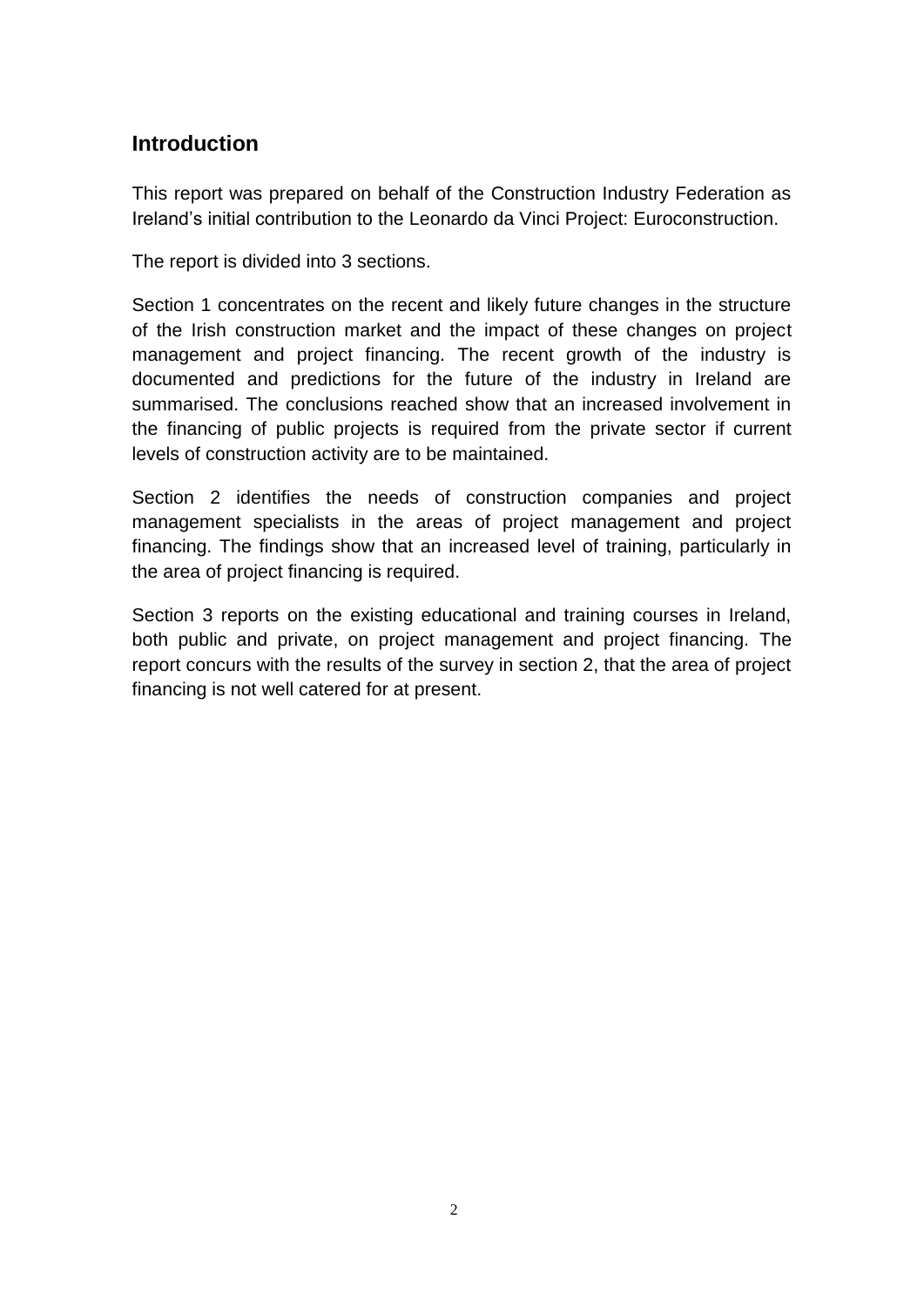## Introduction

This report was prepared on behalf of the Construction Industry Federation as Ireland's initial contribution to the Leonardo da Vinci Project: Euroconstruction.

The report is divided into 3 sections.

Section 1 concentrates on the recent and likely future changes in the structure of the Irish construction market and the impact of these changes on project management and project financing. The recent growth of the industry is documented and predictions for the future of the industry in Ireland are summarised. The conclusions reached show that an increased involvement in the financing of public projects is required from the private sector if current levels of construction activity are to be maintained.

Section 2 identifies the needs of construction companies and project management specialists in the areas of project management and project financing. The findings show that an increased level of training, particularly in the area of project financing is required.

Section 3 reports on the existing educational and training courses in Ireland, both public and private, on project management and project financing. The report concurs with the results of the survey in section 2, that the area of project financing is not well catered for at present.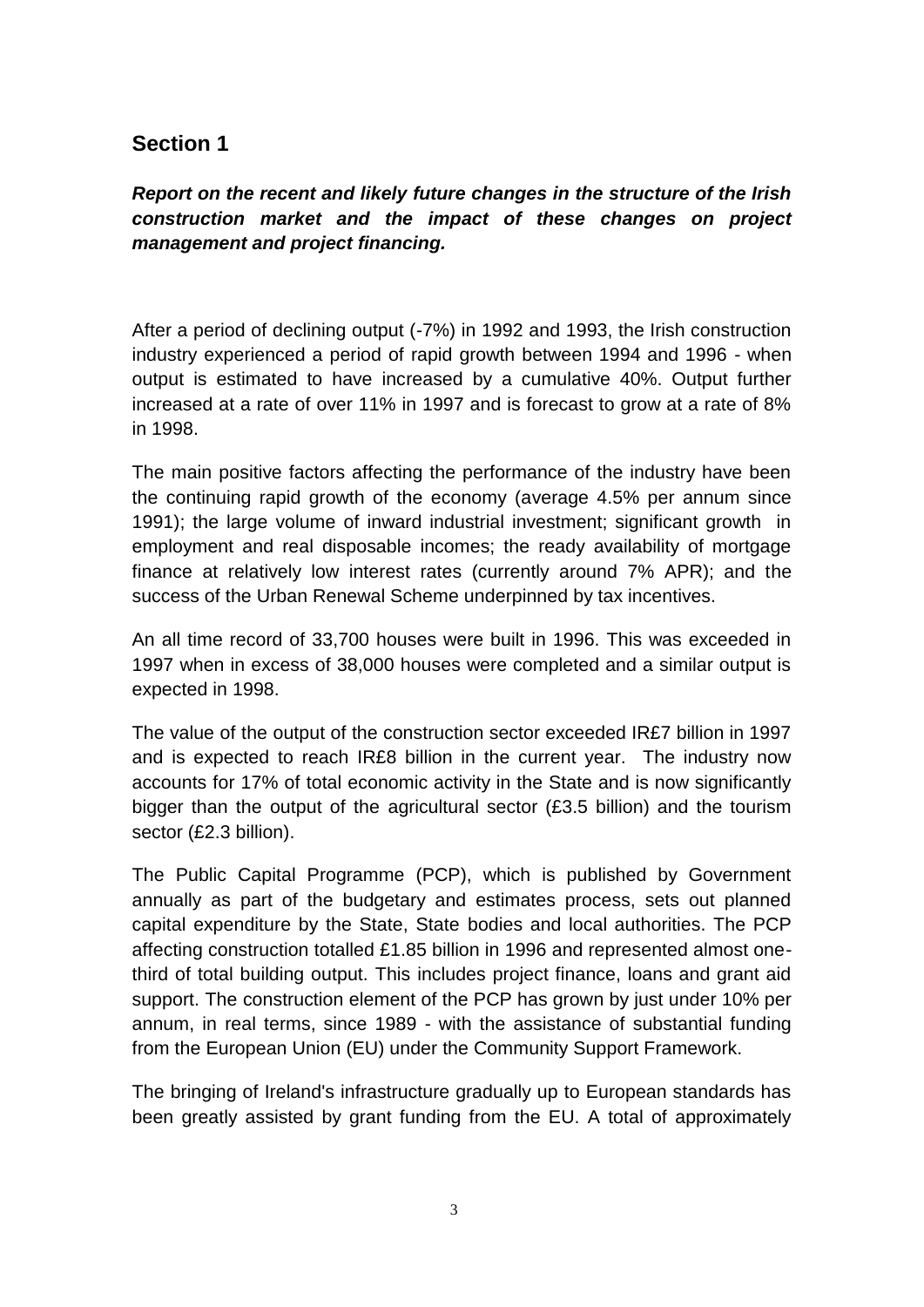## Section 1

***Report on the recent and likely future changes in the structure of the Irish construction market and the impact of these changes on project management and project financing.***

After a period of declining output (-7%) in 1992 and 1993, the Irish construction industry experienced a period of rapid growth between 1994 and 1996 - when output is estimated to have increased by a cumulative 40%. Output further increased at a rate of over 11% in 1997 and is forecast to grow at a rate of 8% in 1998.

The main positive factors affecting the performance of the industry have been the continuing rapid growth of the economy (average 4.5% per annum since 1991); the large volume of inward industrial investment; significant growth in employment and real disposable incomes; the ready availability of mortgage finance at relatively low interest rates (currently around 7% APR); and the success of the Urban Renewal Scheme underpinned by tax incentives.

An all time record of 33,700 houses were built in 1996. This was exceeded in 1997 when in excess of 38,000 houses were completed and a similar output is expected in 1998.

The value of the output of the construction sector exceeded IR£7 billion in 1997 and is expected to reach IR£8 billion in the current year. The industry now accounts for 17% of total economic activity in the State and is now significantly bigger than the output of the agricultural sector (£3.5 billion) and the tourism sector (£2.3 billion).

The Public Capital Programme (PCP), which is published by Government annually as part of the budgetary and estimates process, sets out planned capital expenditure by the State, State bodies and local authorities. The PCP affecting construction totalled £1.85 billion in 1996 and represented almost one-third of total building output. This includes project finance, loans and grant aid support. The construction element of the PCP has grown by just under 10% per annum, in real terms, since 1989 - with the assistance of substantial funding from the European Union (EU) under the Community Support Framework.

The bringing of Ireland's infrastructure gradually up to European standards has been greatly assisted by grant funding from the EU. A total of approximately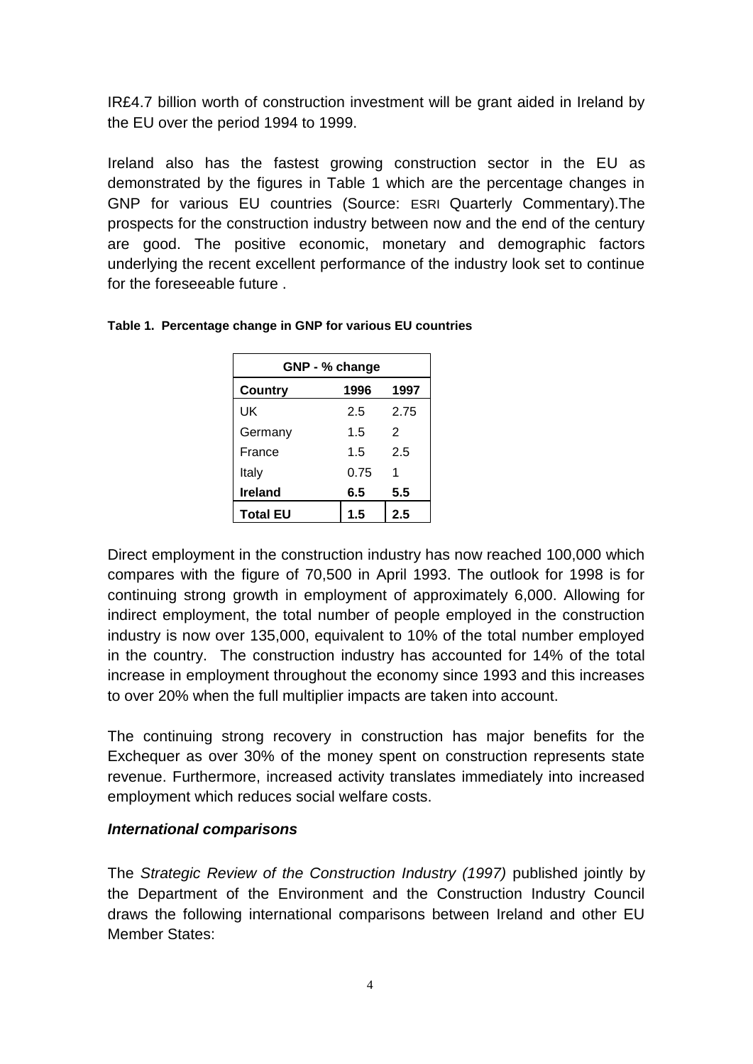IR£4.7 billion worth of construction investment will be grant aided in Ireland by the EU over the period 1994 to 1999.

Ireland also has the fastest growing construction sector in the EU as demonstrated by the figures in Table 1 which are the percentage changes in GNP for various EU countries (Source: ESRI Quarterly Commentary).The prospects for the construction industry between now and the end of the century are good. The positive economic, monetary and demographic factors underlying the recent excellent performance of the industry look set to continue for the foreseeable future .

**Table 1. Percentage change in GNP for various EU countries**

| GNP - % change | | |
|---|---|---|
| **Country** | **1996** | **1997** |
| UK | 2.5 | 2.75 |
| Germany | 1.5 | 2 |
| France | 1.5 | 2.5 |
| Italy | 0.75 | 1 |
| **Ireland** | **6.5** | **5.5** |
| **Total EU** | **1.5** | **2.5** |

Direct employment in the construction industry has now reached 100,000 which compares with the figure of 70,500 in April 1993. The outlook for 1998 is for continuing strong growth in employment of approximately 6,000. Allowing for indirect employment, the total number of people employed in the construction industry is now over 135,000, equivalent to 10% of the total number employed in the country. The construction industry has accounted for 14% of the total increase in employment throughout the economy since 1993 and this increases to over 20% when the full multiplier impacts are taken into account.

The continuing strong recovery in construction has major benefits for the Exchequer as over 30% of the money spent on construction represents state revenue. Furthermore, increased activity translates immediately into increased employment which reduces social welfare costs.

***International comparisons***

The *Strategic Review of the Construction Industry (1997)* published jointly by the Department of the Environment and the Construction Industry Council draws the following international comparisons between Ireland and other EU Member States: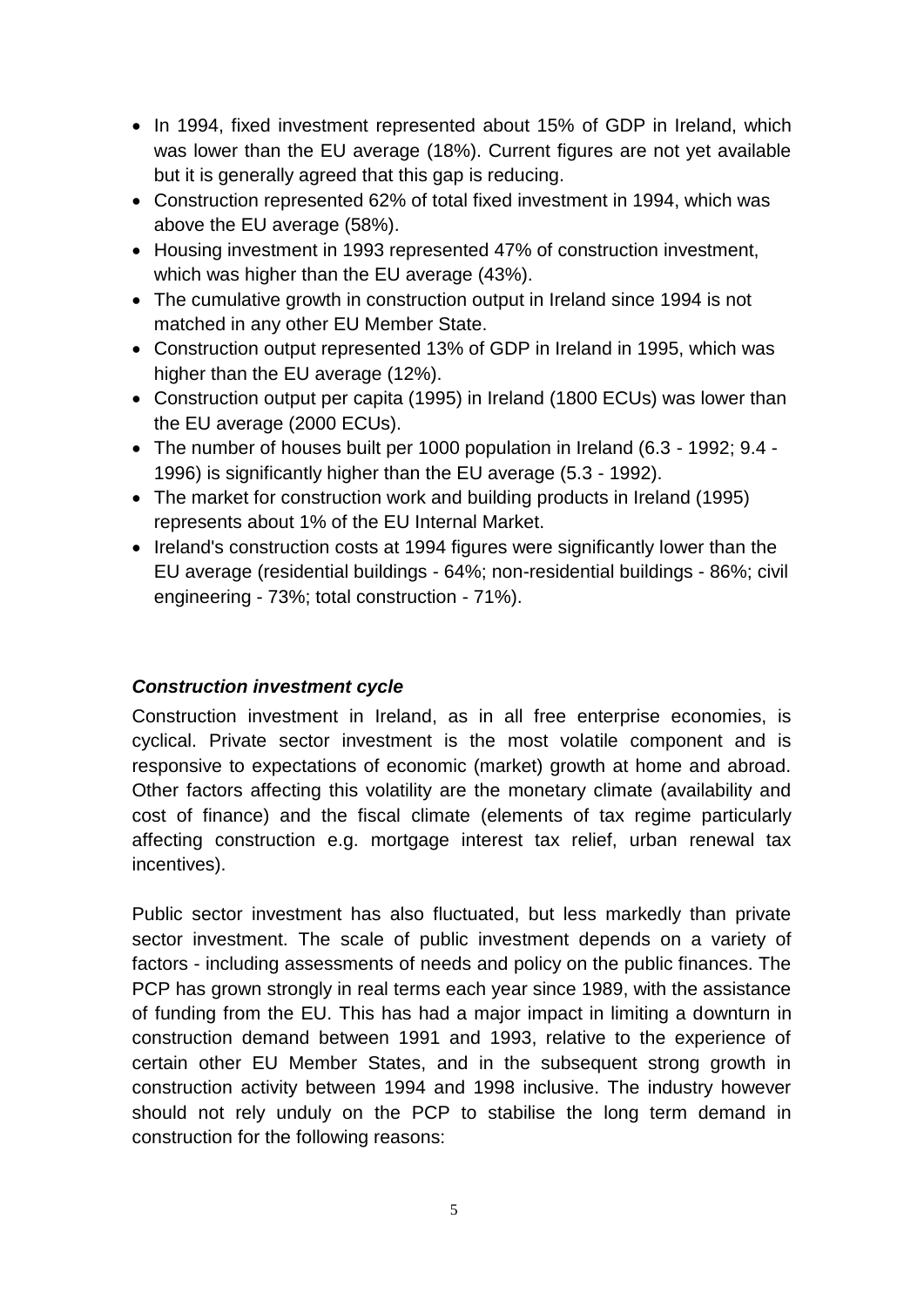- In 1994, fixed investment represented about 15% of GDP in Ireland, which was lower than the EU average (18%). Current figures are not yet available but it is generally agreed that this gap is reducing.
- Construction represented 62% of total fixed investment in 1994, which was above the EU average (58%).
- Housing investment in 1993 represented 47% of construction investment, which was higher than the EU average (43%).
- The cumulative growth in construction output in Ireland since 1994 is not matched in any other EU Member State.
- Construction output represented 13% of GDP in Ireland in 1995, which was higher than the EU average (12%).
- Construction output per capita (1995) in Ireland (1800 ECUs) was lower than the EU average (2000 ECUs).
- The number of houses built per 1000 population in Ireland (6.3 - 1992; 9.4 - 1996) is significantly higher than the EU average (5.3 - 1992).
- The market for construction work and building products in Ireland (1995) represents about 1% of the EU Internal Market.
- Ireland's construction costs at 1994 figures were significantly lower than the EU average (residential buildings - 64%; non-residential buildings - 86%; civil engineering - 73%; total construction - 71%).

***Construction investment cycle***

Construction investment in Ireland, as in all free enterprise economies, is cyclical. Private sector investment is the most volatile component and is responsive to expectations of economic (market) growth at home and abroad. Other factors affecting this volatility are the monetary climate (availability and cost of finance) and the fiscal climate (elements of tax regime particularly affecting construction e.g. mortgage interest tax relief, urban renewal tax incentives).

Public sector investment has also fluctuated, but less markedly than private sector investment. The scale of public investment depends on a variety of factors - including assessments of needs and policy on the public finances. The PCP has grown strongly in real terms each year since 1989, with the assistance of funding from the EU. This has had a major impact in limiting a downturn in construction demand between 1991 and 1993, relative to the experience of certain other EU Member States, and in the subsequent strong growth in construction activity between 1994 and 1998 inclusive. The industry however should not rely unduly on the PCP to stabilise the long term demand in construction for the following reasons: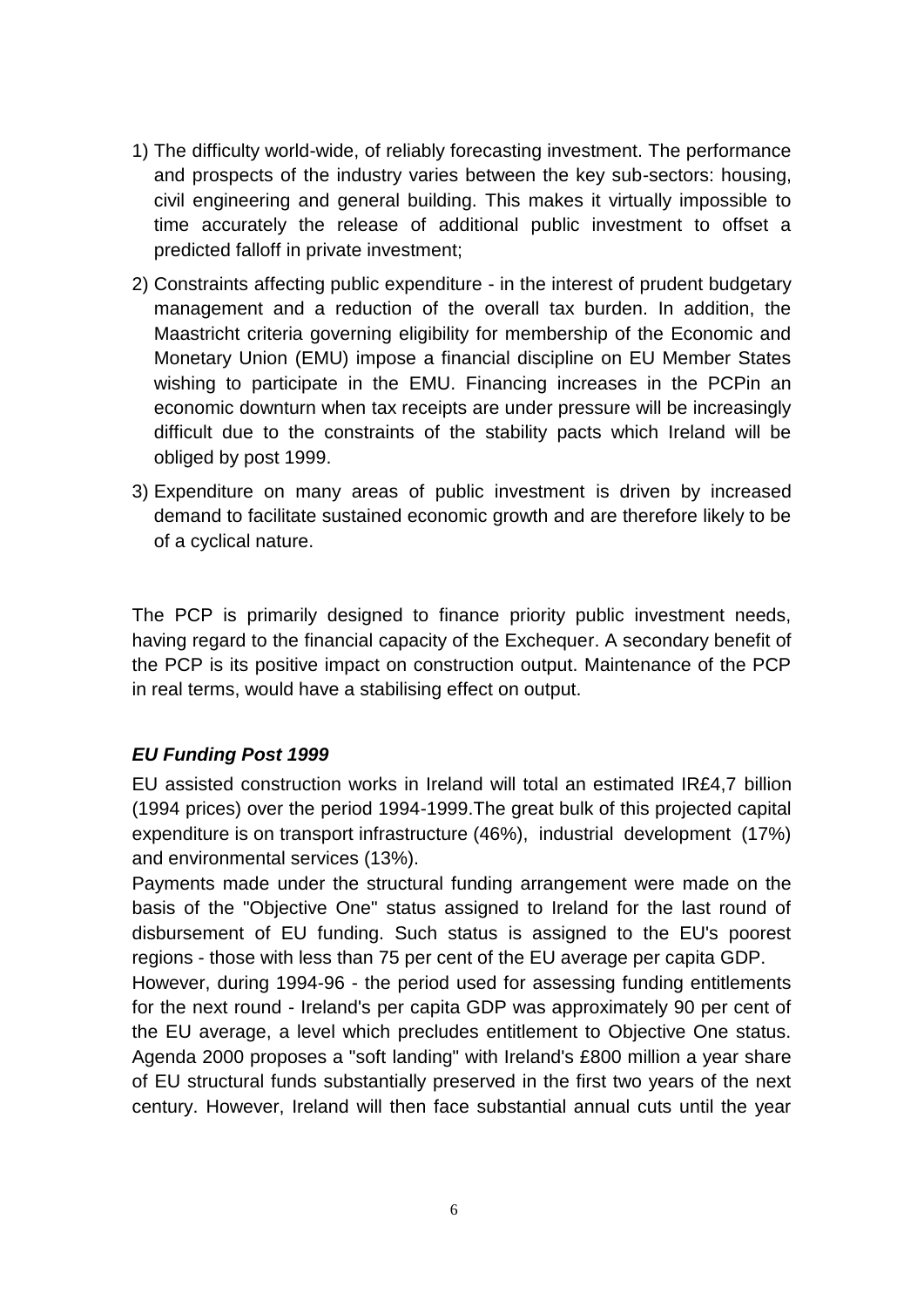1) The difficulty world-wide, of reliably forecasting investment. The performance and prospects of the industry varies between the key sub-sectors: housing, civil engineering and general building. This makes it virtually impossible to time accurately the release of additional public investment to offset a predicted falloff in private investment;

2) Constraints affecting public expenditure - in the interest of prudent budgetary management and a reduction of the overall tax burden. In addition, the Maastricht criteria governing eligibility for membership of the Economic and Monetary Union (EMU) impose a financial discipline on EU Member States wishing to participate in the EMU. Financing increases in the PCPin an economic downturn when tax receipts are under pressure will be increasingly difficult due to the constraints of the stability pacts which Ireland will be obliged by post 1999.

3) Expenditure on many areas of public investment is driven by increased demand to facilitate sustained economic growth and are therefore likely to be of a cyclical nature.

The PCP is primarily designed to finance priority public investment needs, having regard to the financial capacity of the Exchequer. A secondary benefit of the PCP is its positive impact on construction output. Maintenance of the PCP in real terms, would have a stabilising effect on output.

### *EU Funding Post 1999*

EU assisted construction works in Ireland will total an estimated IR£4,7 billion (1994 prices) over the period 1994-1999.The great bulk of this projected capital expenditure is on transport infrastructure (46%), industrial development (17%) and environmental services (13%).

Payments made under the structural funding arrangement were made on the basis of the "Objective One" status assigned to Ireland for the last round of disbursement of EU funding. Such status is assigned to the EU's poorest regions - those with less than 75 per cent of the EU average per capita GDP.

However, during 1994-96 - the period used for assessing funding entitlements for the next round - Ireland's per capita GDP was approximately 90 per cent of the EU average, a level which precludes entitlement to Objective One status. Agenda 2000 proposes a "soft landing" with Ireland's £800 million a year share of EU structural funds substantially preserved in the first two years of the next century. However, Ireland will then face substantial annual cuts until the year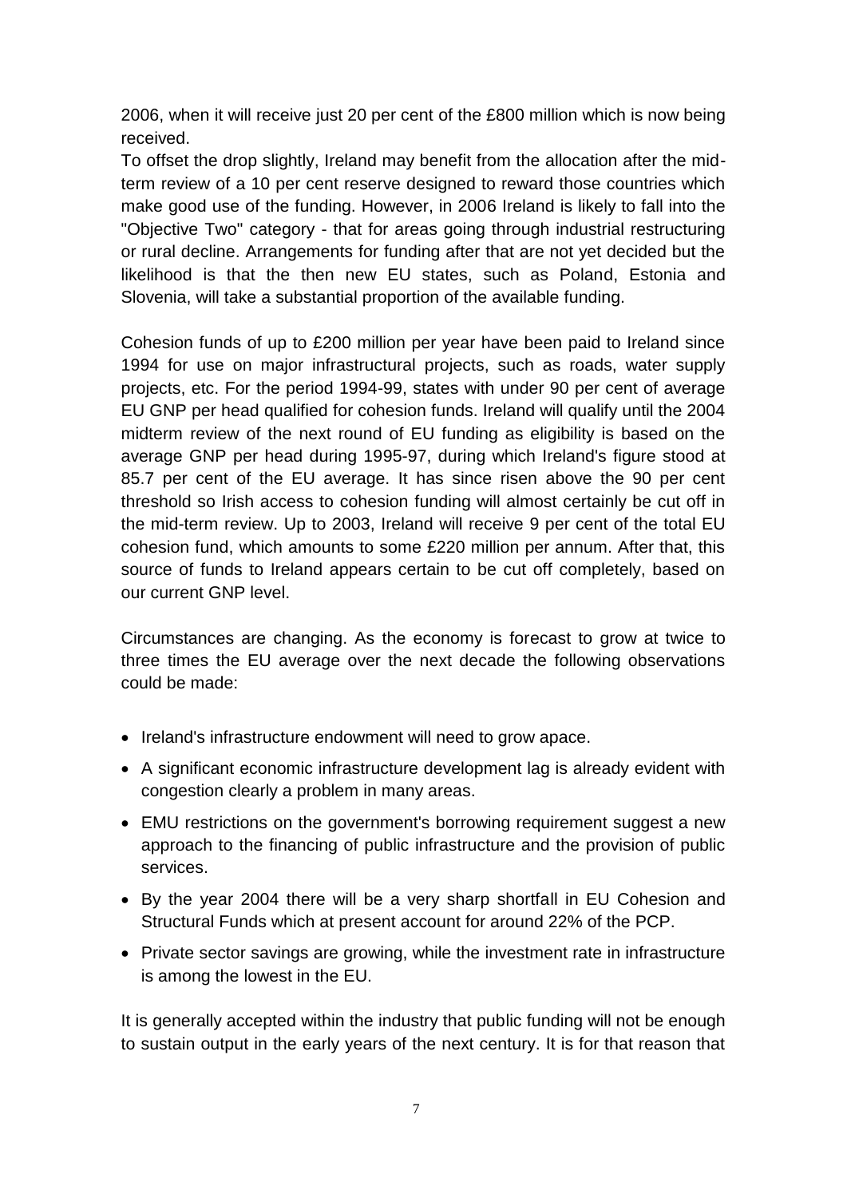2006, when it will receive just 20 per cent of the £800 million which is now being received.
To offset the drop slightly, Ireland may benefit from the allocation after the mid-term review of a 10 per cent reserve designed to reward those countries which make good use of the funding. However, in 2006 Ireland is likely to fall into the "Objective Two" category - that for areas going through industrial restructuring or rural decline. Arrangements for funding after that are not yet decided but the likelihood is that the then new EU states, such as Poland, Estonia and Slovenia, will take a substantial proportion of the available funding.

Cohesion funds of up to £200 million per year have been paid to Ireland since 1994 for use on major infrastructural projects, such as roads, water supply projects, etc. For the period 1994-99, states with under 90 per cent of average EU GNP per head qualified for cohesion funds. Ireland will qualify until the 2004 midterm review of the next round of EU funding as eligibility is based on the average GNP per head during 1995-97, during which Ireland's figure stood at 85.7 per cent of the EU average. It has since risen above the 90 per cent threshold so Irish access to cohesion funding will almost certainly be cut off in the mid-term review. Up to 2003, Ireland will receive 9 per cent of the total EU cohesion fund, which amounts to some £220 million per annum. After that, this source of funds to Ireland appears certain to be cut off completely, based on our current GNP level.

Circumstances are changing. As the economy is forecast to grow at twice to three times the EU average over the next decade the following observations could be made:

- Ireland's infrastructure endowment will need to grow apace.
- A significant economic infrastructure development lag is already evident with congestion clearly a problem in many areas.
- EMU restrictions on the government's borrowing requirement suggest a new approach to the financing of public infrastructure and the provision of public services.
- By the year 2004 there will be a very sharp shortfall in EU Cohesion and Structural Funds which at present account for around 22% of the PCP.
- Private sector savings are growing, while the investment rate in infrastructure is among the lowest in the EU.

It is generally accepted within the industry that public funding will not be enough to sustain output in the early years of the next century. It is for that reason that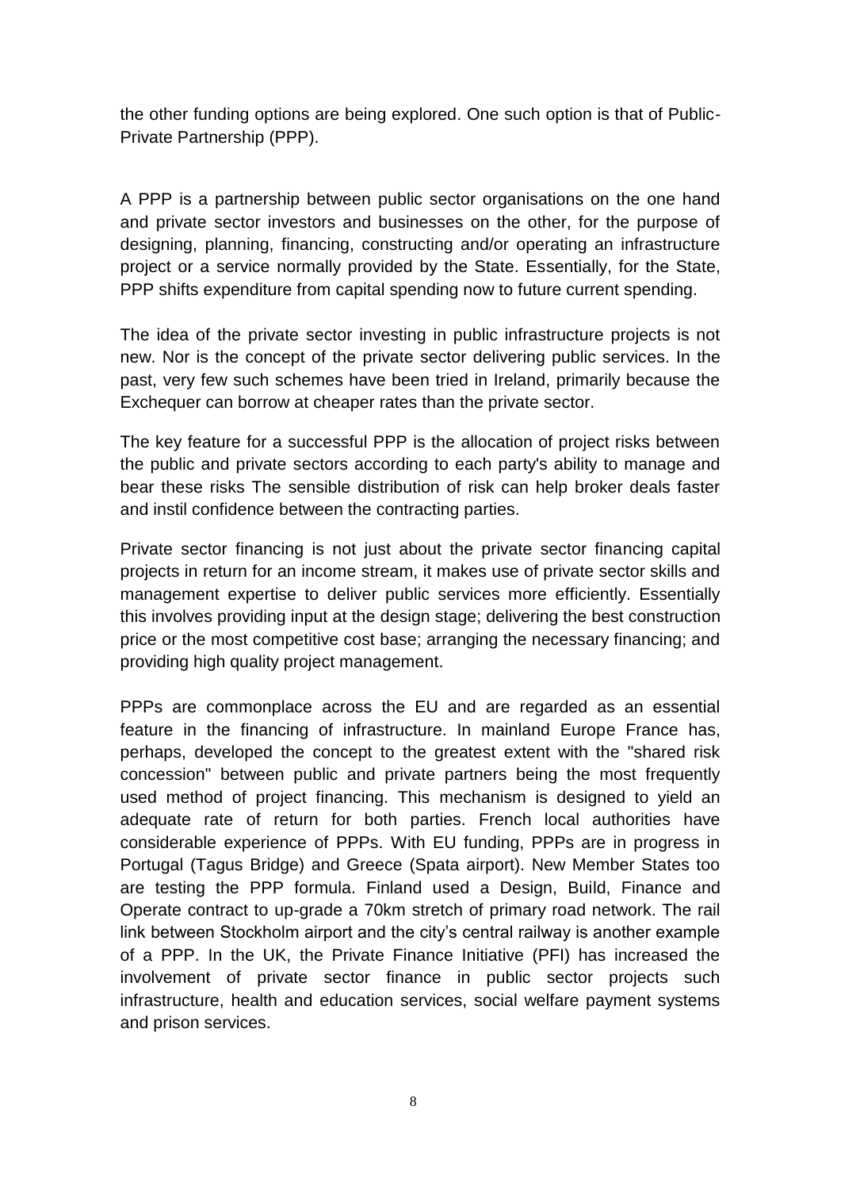the other funding options are being explored. One such option is that of Public-Private Partnership (PPP).

A PPP is a partnership between public sector organisations on the one hand and private sector investors and businesses on the other, for the purpose of designing, planning, financing, constructing and/or operating an infrastructure project or a service normally provided by the State. Essentially, for the State, PPP shifts expenditure from capital spending now to future current spending.

The idea of the private sector investing in public infrastructure projects is not new. Nor is the concept of the private sector delivering public services. In the past, very few such schemes have been tried in Ireland, primarily because the Exchequer can borrow at cheaper rates than the private sector.

The key feature for a successful PPP is the allocation of project risks between the public and private sectors according to each party's ability to manage and bear these risks The sensible distribution of risk can help broker deals faster and instil confidence between the contracting parties.

Private sector financing is not just about the private sector financing capital projects in return for an income stream, it makes use of private sector skills and management expertise to deliver public services more efficiently. Essentially this involves providing input at the design stage; delivering the best construction price or the most competitive cost base; arranging the necessary financing; and providing high quality project management.

PPPs are commonplace across the EU and are regarded as an essential feature in the financing of infrastructure. In mainland Europe France has, perhaps, developed the concept to the greatest extent with the "shared risk concession" between public and private partners being the most frequently used method of project financing. This mechanism is designed to yield an adequate rate of return for both parties. French local authorities have considerable experience of PPPs. With EU funding, PPPs are in progress in Portugal (Tagus Bridge) and Greece (Spata airport). New Member States too are testing the PPP formula. Finland used a Design, Build, Finance and Operate contract to up-grade a 70km stretch of primary road network. The rail link between Stockholm airport and the city's central railway is another example of a PPP. In the UK, the Private Finance Initiative (PFI) has increased the involvement of private sector finance in public sector projects such infrastructure, health and education services, social welfare payment systems and prison services.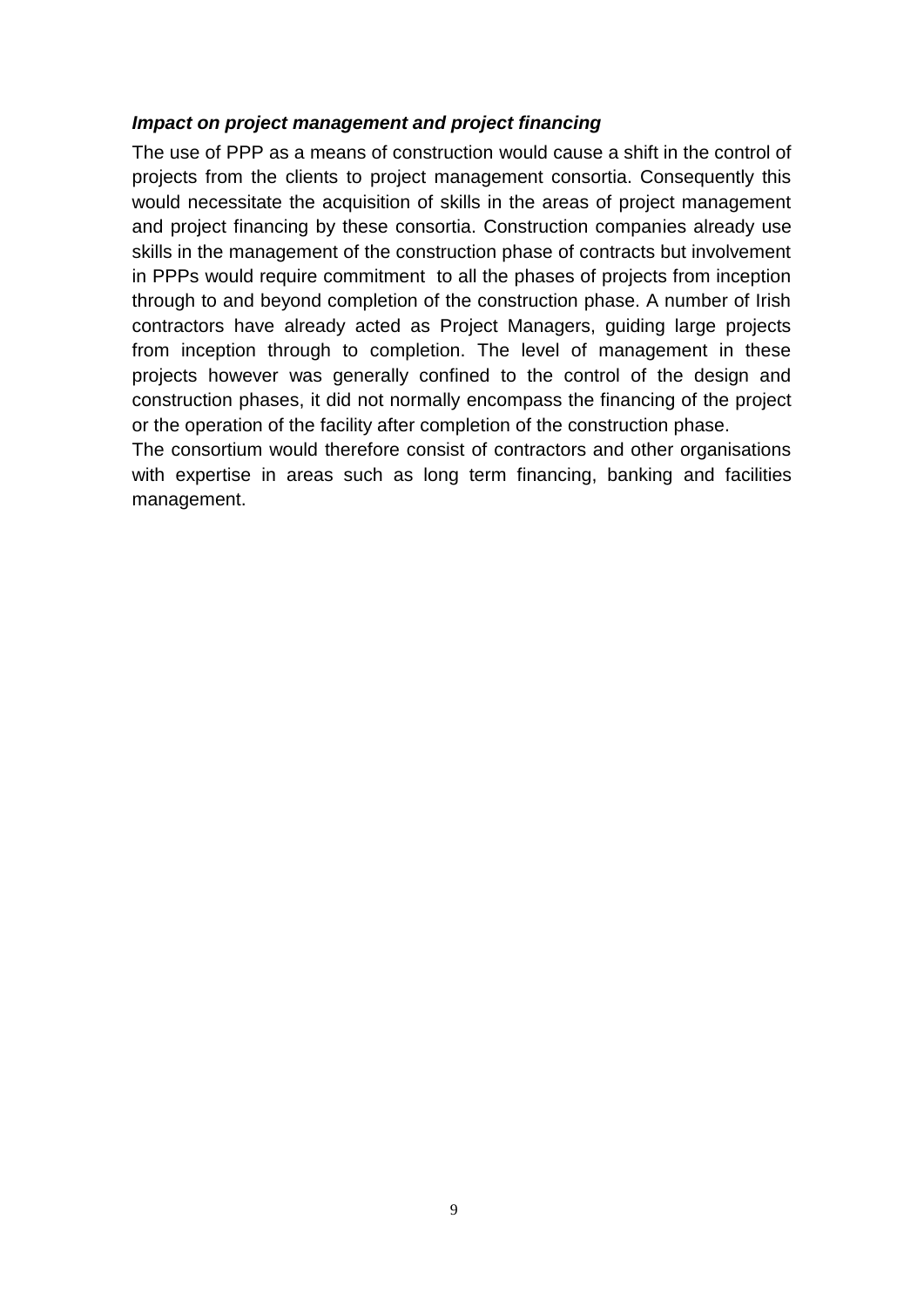***Impact on project management and project financing***

The use of PPP as a means of construction would cause a shift in the control of projects from the clients to project management consortia. Consequently this would necessitate the acquisition of skills in the areas of project management and project financing by these consortia. Construction companies already use skills in the management of the construction phase of contracts but involvement in PPPs would require commitment to all the phases of projects from inception through to and beyond completion of the construction phase. A number of Irish contractors have already acted as Project Managers, guiding large projects from inception through to completion. The level of management in these projects however was generally confined to the control of the design and construction phases, it did not normally encompass the financing of the project or the operation of the facility after completion of the construction phase.

The consortium would therefore consist of contractors and other organisations with expertise in areas such as long term financing, banking and facilities management.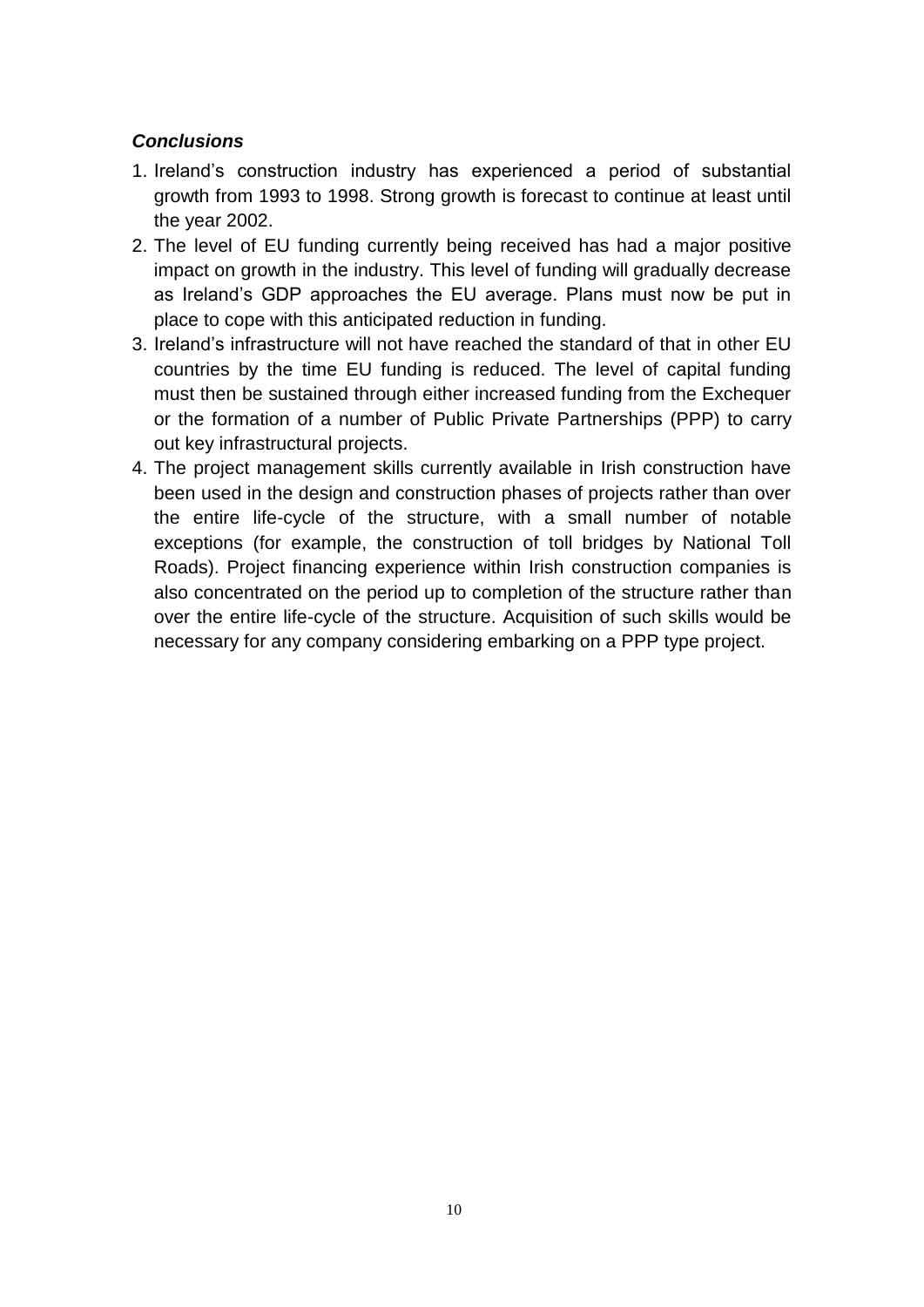### *Conclusions*

1. Ireland's construction industry has experienced a period of substantial growth from 1993 to 1998. Strong growth is forecast to continue at least until the year 2002.
2. The level of EU funding currently being received has had a major positive impact on growth in the industry. This level of funding will gradually decrease as Ireland's GDP approaches the EU average. Plans must now be put in place to cope with this anticipated reduction in funding.
3. Ireland's infrastructure will not have reached the standard of that in other EU countries by the time EU funding is reduced. The level of capital funding must then be sustained through either increased funding from the Exchequer or the formation of a number of Public Private Partnerships (PPP) to carry out key infrastructural projects.
4. The project management skills currently available in Irish construction have been used in the design and construction phases of projects rather than over the entire life-cycle of the structure, with a small number of notable exceptions (for example, the construction of toll bridges by National Toll Roads). Project financing experience within Irish construction companies is also concentrated on the period up to completion of the structure rather than over the entire life-cycle of the structure. Acquisition of such skills would be necessary for any company considering embarking on a PPP type project.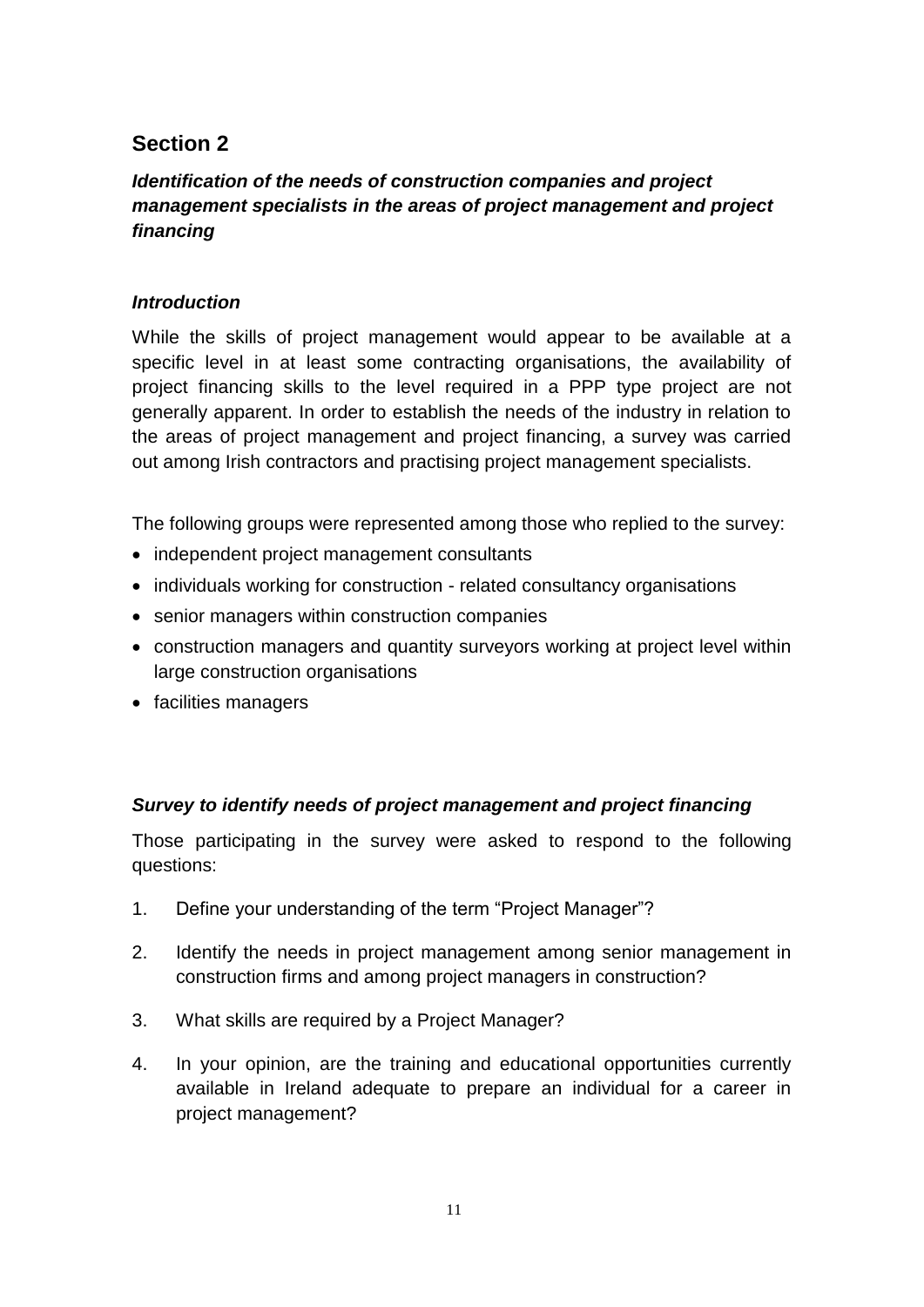## Section 2

### *Identification of the needs of construction companies and project management specialists in the areas of project management and project financing*

#### *Introduction*

While the skills of project management would appear to be available at a specific level in at least some contracting organisations, the availability of project financing skills to the level required in a PPP type project are not generally apparent. In order to establish the needs of the industry in relation to the areas of project management and project financing, a survey was carried out among Irish contractors and practising project management specialists.

The following groups were represented among those who replied to the survey:

- independent project management consultants
- individuals working for construction - related consultancy organisations
- senior managers within construction companies
- construction managers and quantity surveyors working at project level within large construction organisations
- facilities managers

#### *Survey to identify needs of project management and project financing*

Those participating in the survey were asked to respond to the following questions:

1. Define your understanding of the term "Project Manager"?
2. Identify the needs in project management among senior management in construction firms and among project managers in construction?
3. What skills are required by a Project Manager?
4. In your opinion, are the training and educational opportunities currently available in Ireland adequate to prepare an individual for a career in project management?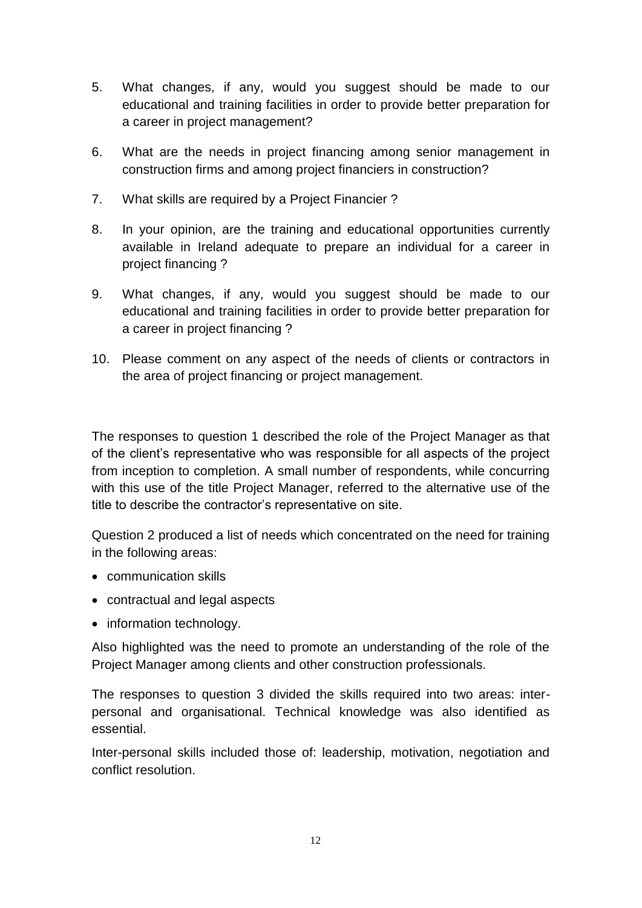5. What changes, if any, would you suggest should be made to our educational and training facilities in order to provide better preparation for a career in project management?

6. What are the needs in project financing among senior management in construction firms and among project financiers in construction?

7. What skills are required by a Project Financier ?

8. In your opinion, are the training and educational opportunities currently available in Ireland adequate to prepare an individual for a career in project financing ?

9. What changes, if any, would you suggest should be made to our educational and training facilities in order to provide better preparation for a career in project financing ?

10. Please comment on any aspect of the needs of clients or contractors in the area of project financing or project management.

The responses to question 1 described the role of the Project Manager as that of the client's representative who was responsible for all aspects of the project from inception to completion. A small number of respondents, while concurring with this use of the title Project Manager, referred to the alternative use of the title to describe the contractor's representative on site.

Question 2 produced a list of needs which concentrated on the need for training in the following areas:

- communication skills
- contractual and legal aspects
- information technology.

Also highlighted was the need to promote an understanding of the role of the Project Manager among clients and other construction professionals.

The responses to question 3 divided the skills required into two areas: inter-personal and organisational. Technical knowledge was also identified as essential.

Inter-personal skills included those of: leadership, motivation, negotiation and conflict resolution.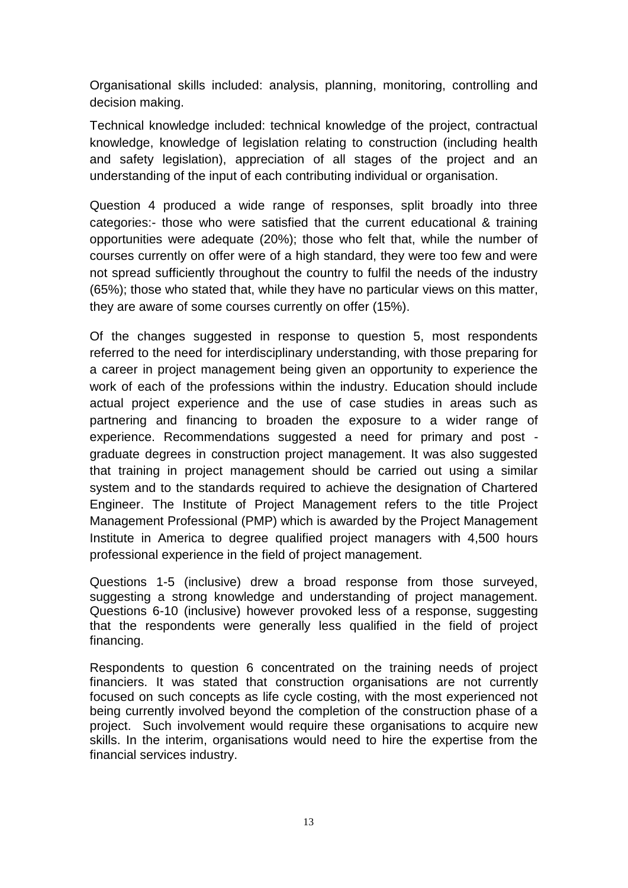Organisational skills included: analysis, planning, monitoring, controlling and decision making.

Technical knowledge included: technical knowledge of the project, contractual knowledge, knowledge of legislation relating to construction (including health and safety legislation), appreciation of all stages of the project and an understanding of the input of each contributing individual or organisation.

Question 4 produced a wide range of responses, split broadly into three categories:- those who were satisfied that the current educational & training opportunities were adequate (20%); those who felt that, while the number of courses currently on offer were of a high standard, they were too few and were not spread sufficiently throughout the country to fulfil the needs of the industry (65%); those who stated that, while they have no particular views on this matter, they are aware of some courses currently on offer (15%).

Of the changes suggested in response to question 5, most respondents referred to the need for interdisciplinary understanding, with those preparing for a career in project management being given an opportunity to experience the work of each of the professions within the industry. Education should include actual project experience and the use of case studies in areas such as partnering and financing to broaden the exposure to a wider range of experience. Recommendations suggested a need for primary and post - graduate degrees in construction project management. It was also suggested that training in project management should be carried out using a similar system and to the standards required to achieve the designation of Chartered Engineer. The Institute of Project Management refers to the title Project Management Professional (PMP) which is awarded by the Project Management Institute in America to degree qualified project managers with 4,500 hours professional experience in the field of project management.

Questions 1-5 (inclusive) drew a broad response from those surveyed, suggesting a strong knowledge and understanding of project management. Questions 6-10 (inclusive) however provoked less of a response, suggesting that the respondents were generally less qualified in the field of project financing.

Respondents to question 6 concentrated on the training needs of project financiers. It was stated that construction organisations are not currently focused on such concepts as life cycle costing, with the most experienced not being currently involved beyond the completion of the construction phase of a project. Such involvement would require these organisations to acquire new skills. In the interim, organisations would need to hire the expertise from the financial services industry.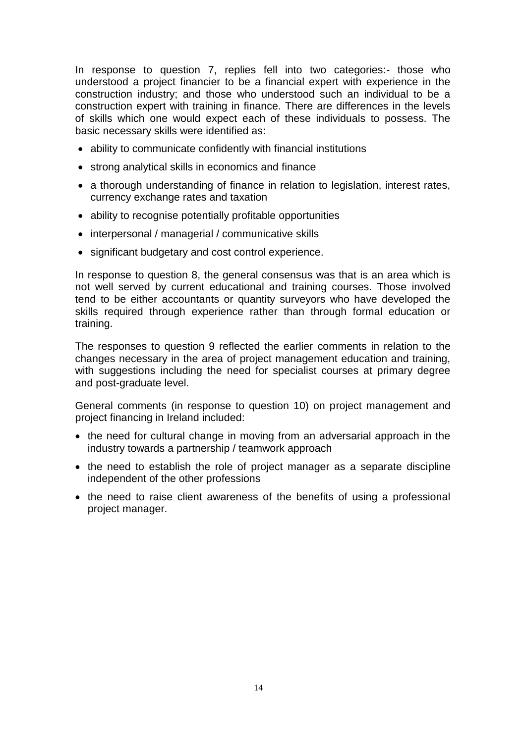In response to question 7, replies fell into two categories:- those who understood a project financier to be a financial expert with experience in the construction industry; and those who understood such an individual to be a construction expert with training in finance. There are differences in the levels of skills which one would expect each of these individuals to possess. The basic necessary skills were identified as:

- ability to communicate confidently with financial institutions
- strong analytical skills in economics and finance
- a thorough understanding of finance in relation to legislation, interest rates, currency exchange rates and taxation
- ability to recognise potentially profitable opportunities
- interpersonal / managerial / communicative skills
- significant budgetary and cost control experience.

In response to question 8, the general consensus was that is an area which is not well served by current educational and training courses. Those involved tend to be either accountants or quantity surveyors who have developed the skills required through experience rather than through formal education or training.

The responses to question 9 reflected the earlier comments in relation to the changes necessary in the area of project management education and training, with suggestions including the need for specialist courses at primary degree and post-graduate level.

General comments (in response to question 10) on project management and project financing in Ireland included:

- the need for cultural change in moving from an adversarial approach in the industry towards a partnership / teamwork approach
- the need to establish the role of project manager as a separate discipline independent of the other professions
- the need to raise client awareness of the benefits of using a professional project manager.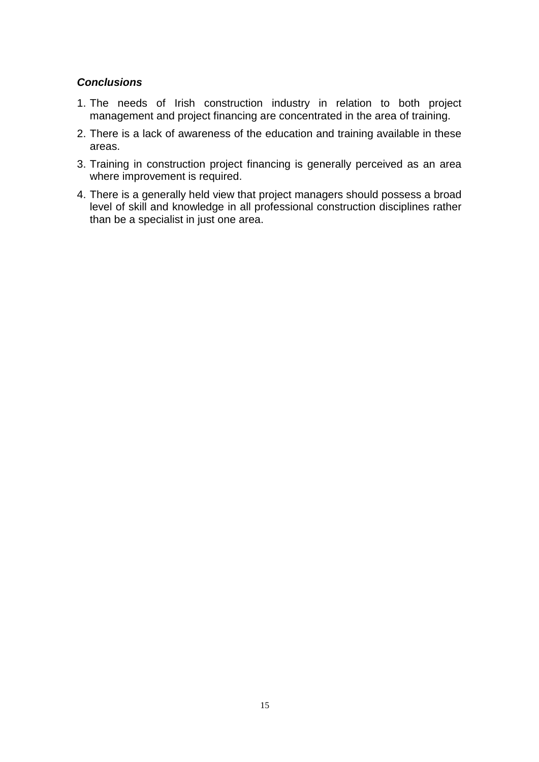***Conclusions***

1. The needs of Irish construction industry in relation to both project management and project financing are concentrated in the area of training.
2. There is a lack of awareness of the education and training available in these areas.
3. Training in construction project financing is generally perceived as an area where improvement is required.
4. There is a generally held view that project managers should possess a broad level of skill and knowledge in all professional construction disciplines rather than be a specialist in just one area.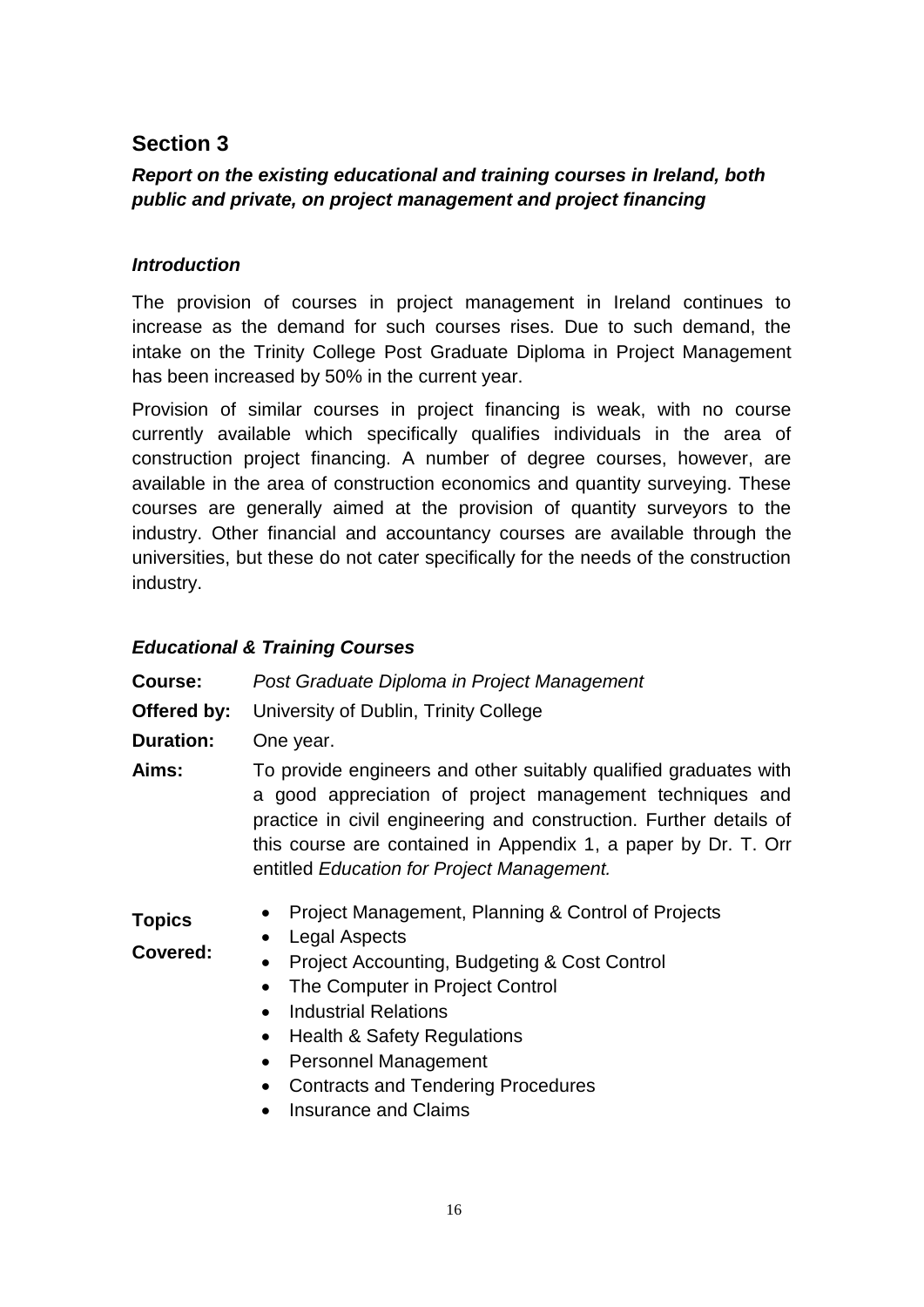## Section 3

***Report on the existing educational and training courses in Ireland, both public and private, on project management and project financing***

### *Introduction*

The provision of courses in project management in Ireland continues to increase as the demand for such courses rises. Due to such demand, the intake on the Trinity College Post Graduate Diploma in Project Management has been increased by 50% in the current year.

Provision of similar courses in project financing is weak, with no course currently available which specifically qualifies individuals in the area of construction project financing. A number of degree courses, however, are available in the area of construction economics and quantity surveying. These courses are generally aimed at the provision of quantity surveyors to the industry. Other financial and accountancy courses are available through the universities, but these do not cater specifically for the needs of the construction industry.

### *Educational & Training Courses*

**Course:** *Post Graduate Diploma in Project Management*

**Offered by:** University of Dublin, Trinity College

**Duration:** One year.

**Aims:** To provide engineers and other suitably qualified graduates with a good appreciation of project management techniques and practice in civil engineering and construction. Further details of this course are contained in Appendix 1, a paper by Dr. T. Orr entitled *Education for Project Management.*

**Topics Covered:**

- Project Management, Planning & Control of Projects
- Legal Aspects
- Project Accounting, Budgeting & Cost Control
- The Computer in Project Control
- Industrial Relations
- Health & Safety Regulations
- Personnel Management
- Contracts and Tendering Procedures
- Insurance and Claims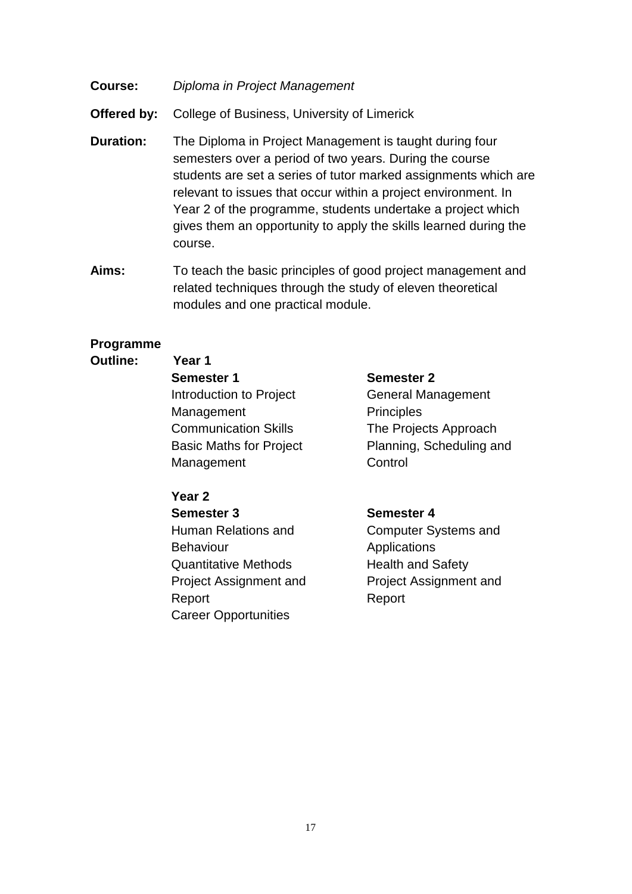**Course:** *Diploma in Project Management*

**Offered by:** College of Business, University of Limerick

**Duration:** The Diploma in Project Management is taught during four semesters over a period of two years. During the course students are set a series of tutor marked assignments which are relevant to issues that occur within a project environment. In Year 2 of the programme, students undertake a project which gives them an opportunity to apply the skills learned during the course.

**Aims:** To teach the basic principles of good project management and related techniques through the study of eleven theoretical modules and one practical module.

**Programme Outline:**

**Year 1**

**Semester 1**

Introduction to Project Management
Communication Skills
Basic Maths for Project Management

**Semester 2**

General Management Principles
The Projects Approach
Planning, Scheduling and Control

**Year 2**

**Semester 3**

Human Relations and Behaviour
Quantitative Methods
Project Assignment and Report
Career Opportunities

**Semester 4**

Computer Systems and Applications
Health and Safety
Project Assignment and Report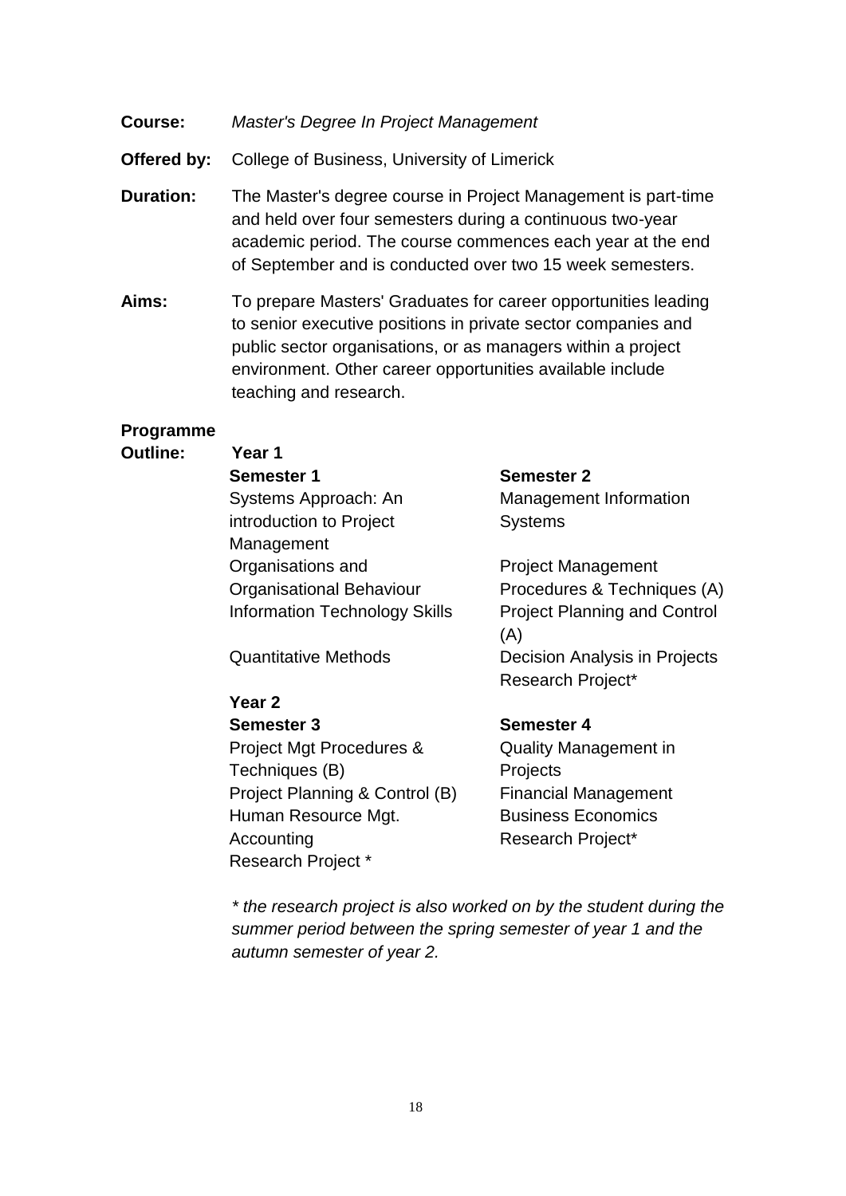**Course:** *Master's Degree In Project Management*

**Offered by:** College of Business, University of Limerick

**Duration:** The Master's degree course in Project Management is part-time and held over four semesters during a continuous two-year academic period. The course commences each year at the end of September and is conducted over two 15 week semesters.

**Aims:** To prepare Masters' Graduates for career opportunities leading to senior executive positions in private sector companies and public sector organisations, or as managers within a project environment. Other career opportunities available include teaching and research.

**Programme Outline:**

**Year 1**

| **Semester 1** | **Semester 2** |
|---|---|
| Systems Approach: An introduction to Project Management | Management Information Systems |
| Organisations and Organisational Behaviour | Project Management Procedures & Techniques (A) |
| Information Technology Skills | Project Planning and Control (A) |
| Quantitative Methods | Decision Analysis in Projects |
| | Research Project* |

**Year 2**

| **Semester 3** | **Semester 4** |
|---|---|
| Project Mgt Procedures & Techniques (B) | Quality Management in Projects |
| Project Planning & Control (B) | Financial Management |
| Human Resource Mgt. | Business Economics |
| Accounting | Research Project* |
| Research Project * | |

*\* the research project is also worked on by the student during the summer period between the spring semester of year 1 and the autumn semester of year 2.*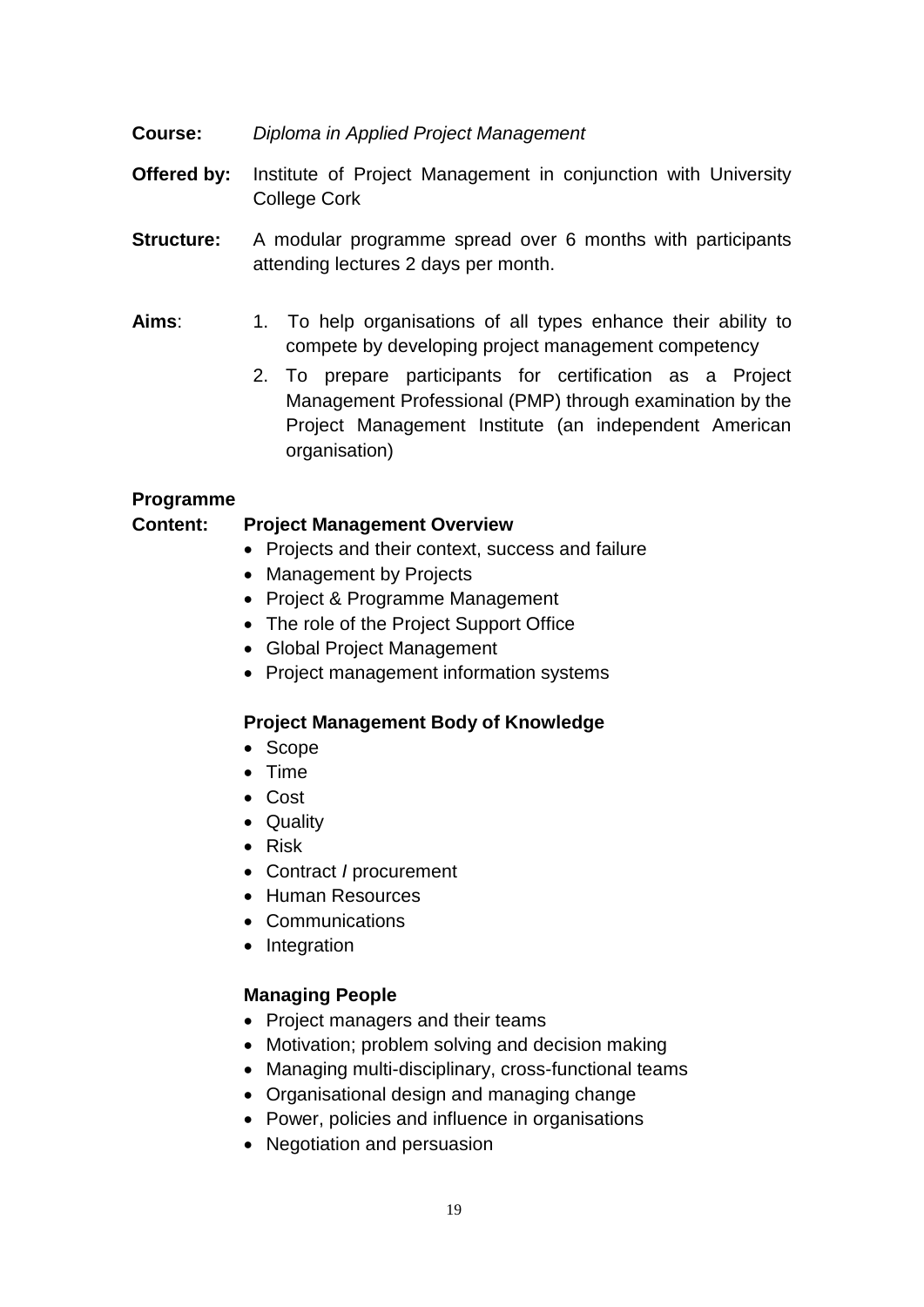**Course:** *Diploma in Applied Project Management*

**Offered by:** Institute of Project Management in conjunction with University College Cork

**Structure:** A modular programme spread over 6 months with participants attending lectures 2 days per month.

**Aims**:

1. To help organisations of all types enhance their ability to compete by developing project management competency
2. To prepare participants for certification as a Project Management Professional (PMP) through examination by the Project Management Institute (an independent American organisation)

**Programme Content:**

**Project Management Overview**

- Projects and their context, success and failure
- Management by Projects
- Project & Programme Management
- The role of the Project Support Office
- Global Project Management
- Project management information systems

**Project Management Body of Knowledge**

- Scope
- Time
- Cost
- Quality
- Risk
- Contract / procurement
- Human Resources
- Communications
- Integration

**Managing People**

- Project managers and their teams
- Motivation; problem solving and decision making
- Managing multi-disciplinary, cross-functional teams
- Organisational design and managing change
- Power, policies and influence in organisations
- Negotiation and persuasion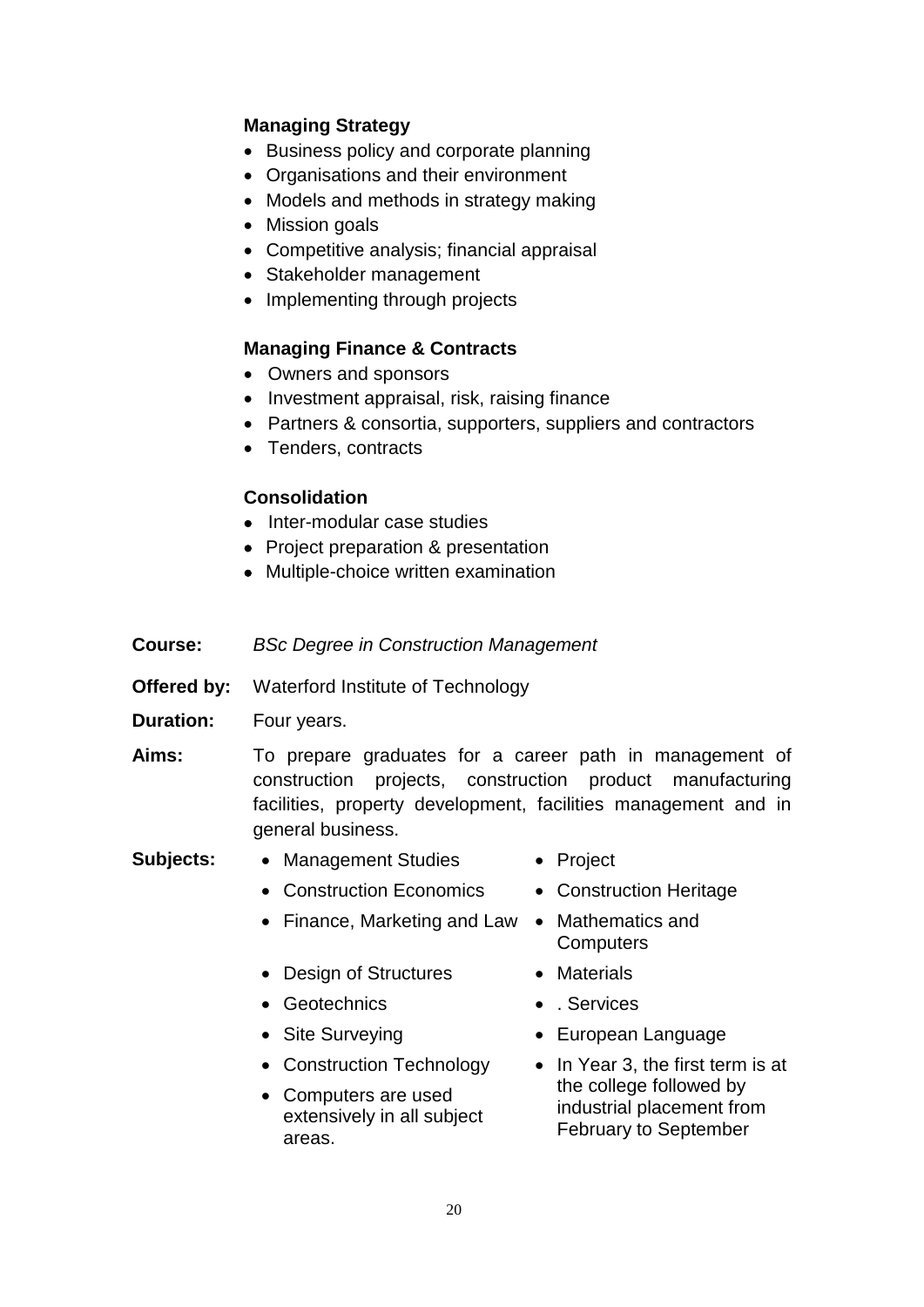### Managing Strategy

- Business policy and corporate planning
- Organisations and their environment
- Models and methods in strategy making
- Mission goals
- Competitive analysis; financial appraisal
- Stakeholder management
- Implementing through projects

### Managing Finance & Contracts

- Owners and sponsors
- Investment appraisal, risk, raising finance
- Partners & consortia, supporters, suppliers and contractors
- Tenders, contracts

### Consolidation

- Inter-modular case studies
- Project preparation & presentation
- Multiple-choice written examination

**Course:** *BSc Degree in Construction Management*

**Offered by:** Waterford Institute of Technology

**Duration:** Four years.

**Aims:** To prepare graduates for a career path in management of construction projects, construction product manufacturing facilities, property development, facilities management and in general business.

**Subjects:**

- Management Studies
- Construction Economics
- Finance, Marketing and Law
- Design of Structures
- Geotechnics
- Site Surveying
- Construction Technology
- Computers are used extensively in all subject areas.
- Project
- Construction Heritage
- Mathematics and Computers
- Materials
- . Services
- European Language
- In Year 3, the first term is at the college followed by industrial placement from February to September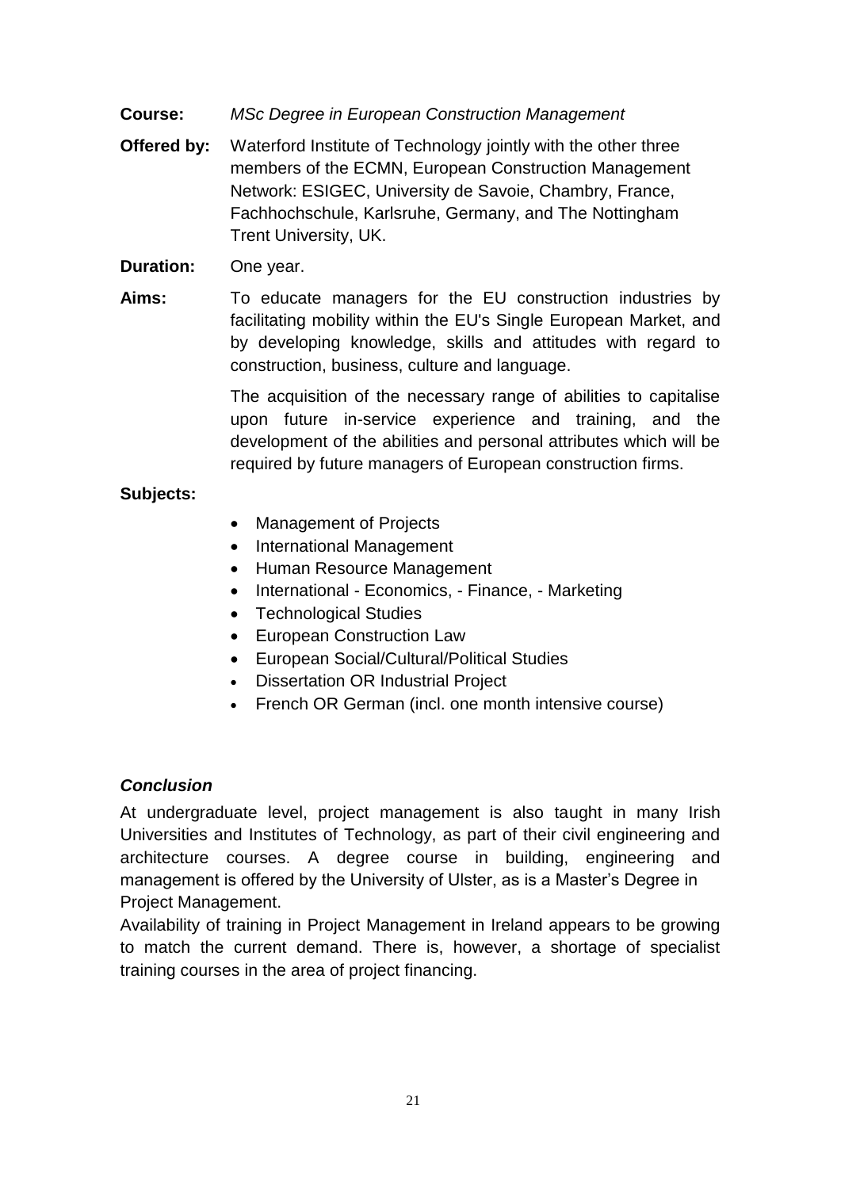**Course:** *MSc Degree in European Construction Management*

**Offered by:** Waterford Institute of Technology jointly with the other three members of the ECMN, European Construction Management Network: ESIGEC, University de Savoie, Chambry, France, Fachhochschule, Karlsruhe, Germany, and The Nottingham Trent University, UK.

**Duration:** One year.

**Aims:** To educate managers for the EU construction industries by facilitating mobility within the EU's Single European Market, and by developing knowledge, skills and attitudes with regard to construction, business, culture and language.

The acquisition of the necessary range of abilities to capitalise upon future in-service experience and training, and the development of the abilities and personal attributes which will be required by future managers of European construction firms.

**Subjects:**

- Management of Projects
- International Management
- Human Resource Management
- International - Economics, - Finance, - Marketing
- Technological Studies
- European Construction Law
- European Social/Cultural/Political Studies
- Dissertation OR Industrial Project
- French OR German (incl. one month intensive course)

### *Conclusion*

At undergraduate level, project management is also taught in many Irish Universities and Institutes of Technology, as part of their civil engineering and architecture courses. A degree course in building, engineering and management is offered by the University of Ulster, as is a Master's Degree in Project Management.

Availability of training in Project Management in Ireland appears to be growing to match the current demand. There is, however, a shortage of specialist training courses in the area of project financing.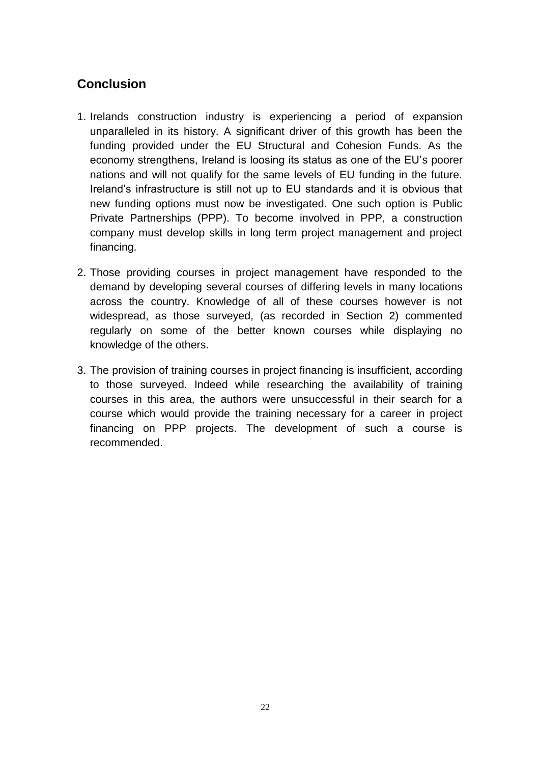## Conclusion

1. Irelands construction industry is experiencing a period of expansion unparalleled in its history. A significant driver of this growth has been the funding provided under the EU Structural and Cohesion Funds. As the economy strengthens, Ireland is loosing its status as one of the EU's poorer nations and will not qualify for the same levels of EU funding in the future. Ireland's infrastructure is still not up to EU standards and it is obvious that new funding options must now be investigated. One such option is Public Private Partnerships (PPP). To become involved in PPP, a construction company must develop skills in long term project management and project financing.

2. Those providing courses in project management have responded to the demand by developing several courses of differing levels in many locations across the country. Knowledge of all of these courses however is not widespread, as those surveyed, (as recorded in Section 2) commented regularly on some of the better known courses while displaying no knowledge of the others.

3. The provision of training courses in project financing is insufficient, according to those surveyed. Indeed while researching the availability of training courses in this area, the authors were unsuccessful in their search for a course which would provide the training necessary for a career in project financing on PPP projects. The development of such a course is recommended.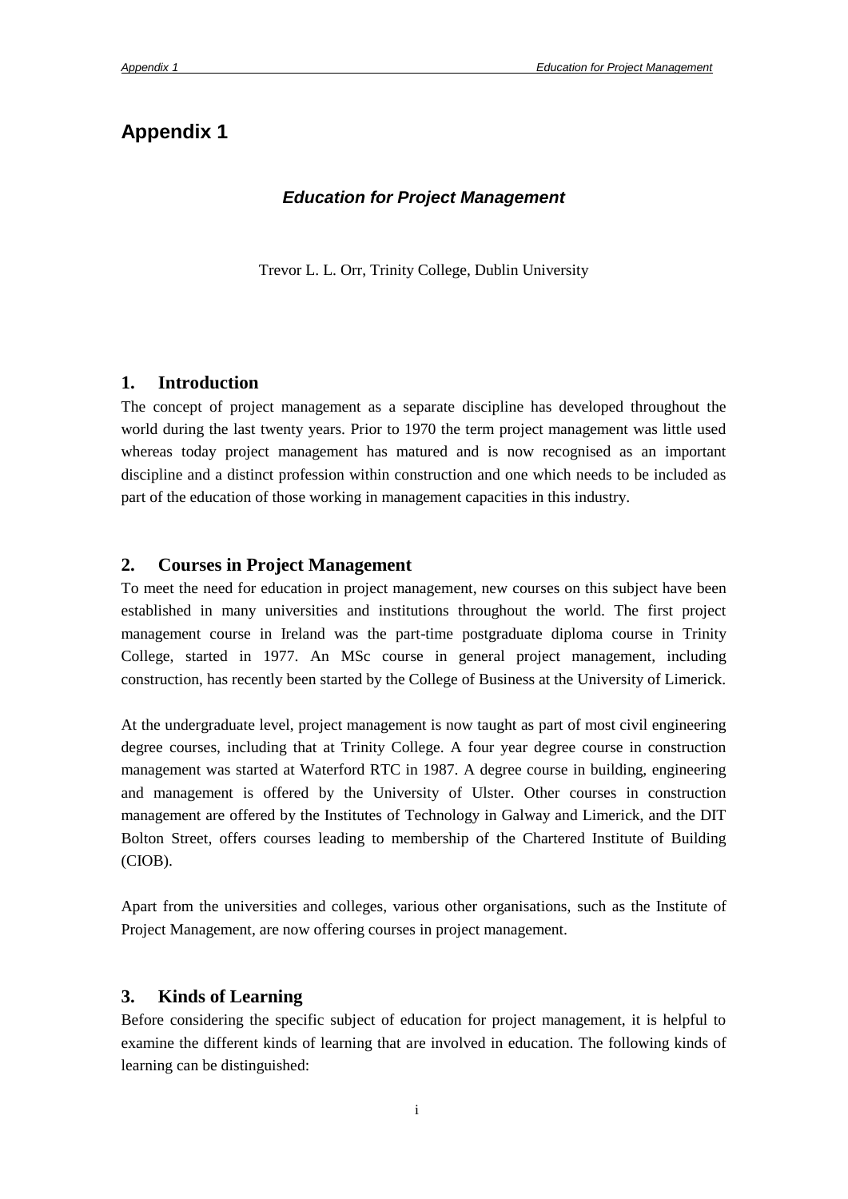# Appendix 1

## *Education for Project Management*

Trevor L. L. Orr, Trinity College, Dublin University

## 1. Introduction

The concept of project management as a separate discipline has developed throughout the world during the last twenty years. Prior to 1970 the term project management was little used whereas today project management has matured and is now recognised as an important discipline and a distinct profession within construction and one which needs to be included as part of the education of those working in management capacities in this industry.

## 2. Courses in Project Management

To meet the need for education in project management, new courses on this subject have been established in many universities and institutions throughout the world. The first project management course in Ireland was the part-time postgraduate diploma course in Trinity College, started in 1977. An MSc course in general project management, including construction, has recently been started by the College of Business at the University of Limerick.

At the undergraduate level, project management is now taught as part of most civil engineering degree courses, including that at Trinity College. A four year degree course in construction management was started at Waterford RTC in 1987. A degree course in building, engineering and management is offered by the University of Ulster. Other courses in construction management are offered by the Institutes of Technology in Galway and Limerick, and the DIT Bolton Street, offers courses leading to membership of the Chartered Institute of Building (CIOB).

Apart from the universities and colleges, various other organisations, such as the Institute of Project Management, are now offering courses in project management.

## 3. Kinds of Learning

Before considering the specific subject of education for project management, it is helpful to examine the different kinds of learning that are involved in education. The following kinds of learning can be distinguished: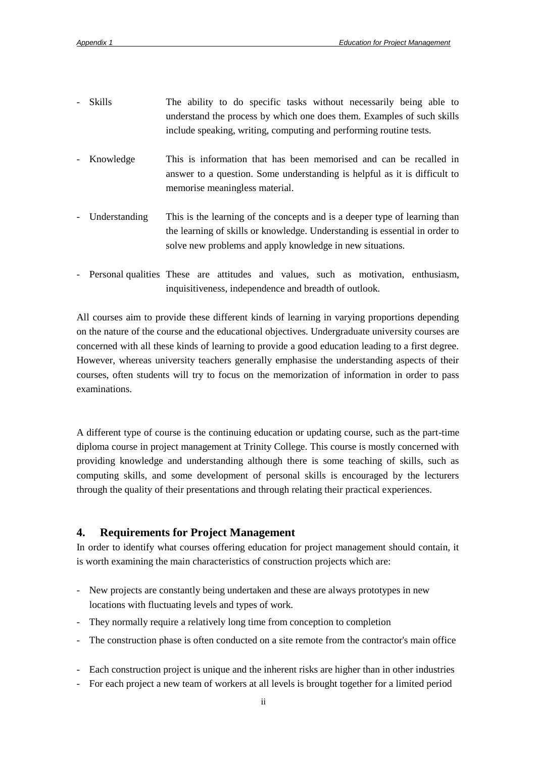- Skills — The ability to do specific tasks without necessarily being able to understand the process by which one does them. Examples of such skills include speaking, writing, computing and performing routine tests.

- Knowledge — This is information that has been memorised and can be recalled in answer to a question. Some understanding is helpful as it is difficult to memorise meaningless material.

- Understanding — This is the learning of the concepts and is a deeper type of learning than the learning of skills or knowledge. Understanding is essential in order to solve new problems and apply knowledge in new situations.

- Personal qualities — These are attitudes and values, such as motivation, enthusiasm, inquisitiveness, independence and breadth of outlook.

All courses aim to provide these different kinds of learning in varying proportions depending on the nature of the course and the educational objectives. Undergraduate university courses are concerned with all these kinds of learning to provide a good education leading to a first degree. However, whereas university teachers generally emphasise the understanding aspects of their courses, often students will try to focus on the memorization of information in order to pass examinations.

A different type of course is the continuing education or updating course, such as the part-time diploma course in project management at Trinity College. This course is mostly concerned with providing knowledge and understanding although there is some teaching of skills, such as computing skills, and some development of personal skills is encouraged by the lecturers through the quality of their presentations and through relating their practical experiences.

## 4. Requirements for Project Management

In order to identify what courses offering education for project management should contain, it is worth examining the main characteristics of construction projects which are:

- New projects are constantly being undertaken and these are always prototypes in new locations with fluctuating levels and types of work.
- They normally require a relatively long time from conception to completion
- The construction phase is often conducted on a site remote from the contractor's main office
- Each construction project is unique and the inherent risks are higher than in other industries
- For each project a new team of workers at all levels is brought together for a limited period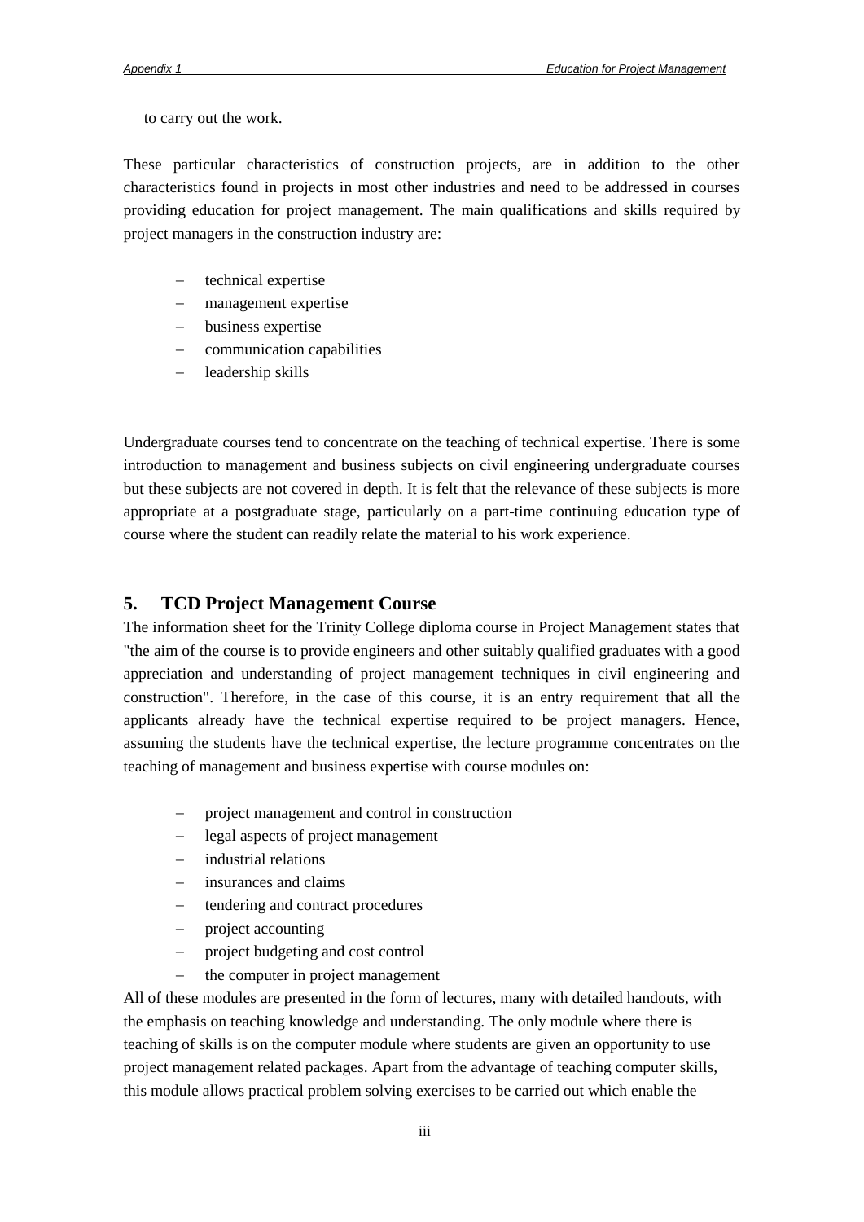to carry out the work.

These particular characteristics of construction projects, are in addition to the other characteristics found in projects in most other industries and need to be addressed in courses providing education for project management. The main qualifications and skills required by project managers in the construction industry are:

- technical expertise
- management expertise
- business expertise
- communication capabilities
- leadership skills

Undergraduate courses tend to concentrate on the teaching of technical expertise. There is some introduction to management and business subjects on civil engineering undergraduate courses but these subjects are not covered in depth. It is felt that the relevance of these subjects is more appropriate at a postgraduate stage, particularly on a part-time continuing education type of course where the student can readily relate the material to his work experience.

## 5. TCD Project Management Course

The information sheet for the Trinity College diploma course in Project Management states that "the aim of the course is to provide engineers and other suitably qualified graduates with a good appreciation and understanding of project management techniques in civil engineering and construction". Therefore, in the case of this course, it is an entry requirement that all the applicants already have the technical expertise required to be project managers. Hence, assuming the students have the technical expertise, the lecture programme concentrates on the teaching of management and business expertise with course modules on:

- project management and control in construction
- legal aspects of project management
- industrial relations
- insurances and claims
- tendering and contract procedures
- project accounting
- project budgeting and cost control
- the computer in project management

All of these modules are presented in the form of lectures, many with detailed handouts, with the emphasis on teaching knowledge and understanding. The only module where there is teaching of skills is on the computer module where students are given an opportunity to use project management related packages. Apart from the advantage of teaching computer skills, this module allows practical problem solving exercises to be carried out which enable the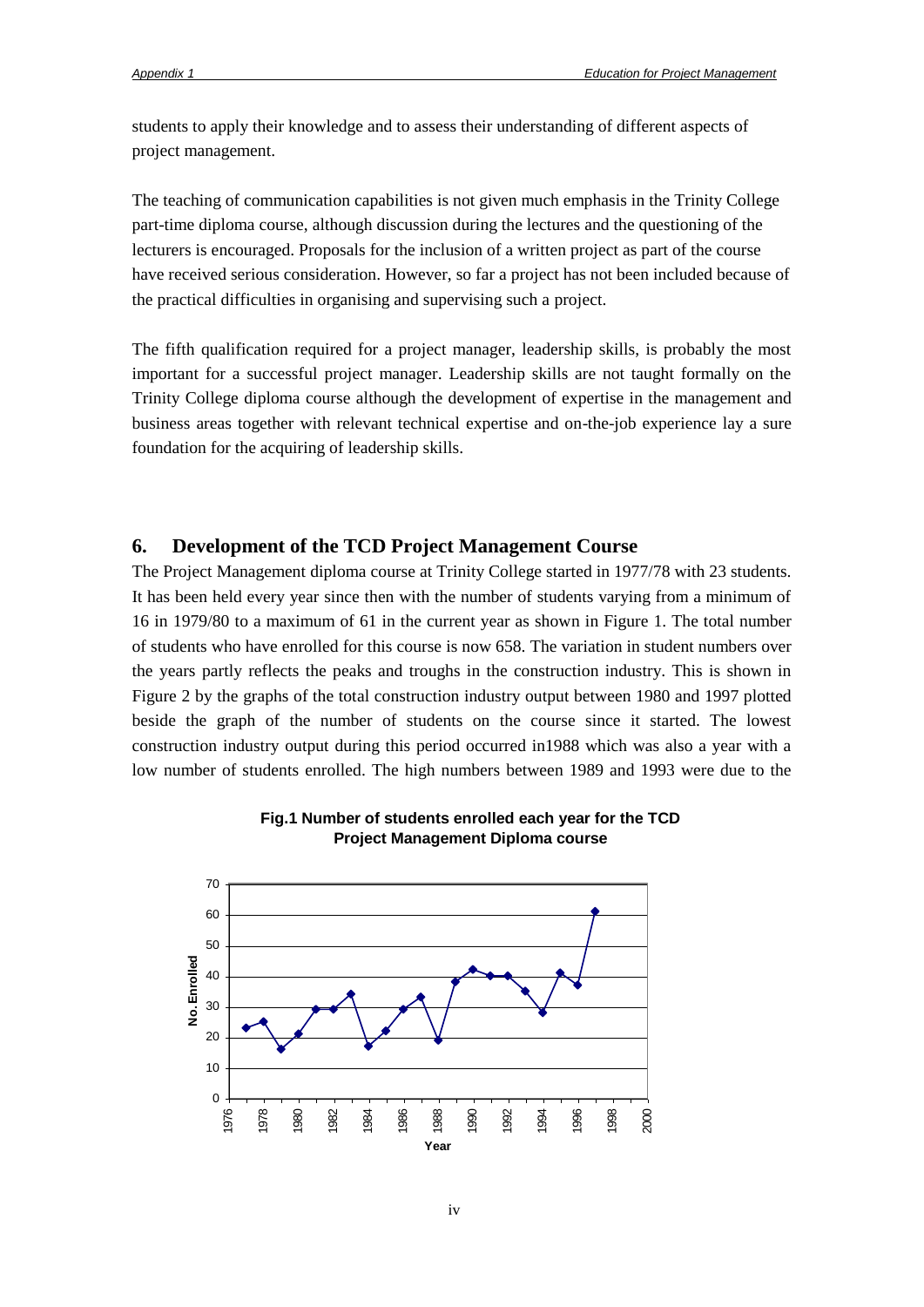students to apply their knowledge and to assess their understanding of different aspects of project management.

The teaching of communication capabilities is not given much emphasis in the Trinity College part-time diploma course, although discussion during the lectures and the questioning of the lecturers is encouraged. Proposals for the inclusion of a written project as part of the course have received serious consideration. However, so far a project has not been included because of the practical difficulties in organising and supervising such a project.

The fifth qualification required for a project manager, leadership skills, is probably the most important for a successful project manager. Leadership skills are not taught formally on the Trinity College diploma course although the development of expertise in the management and business areas together with relevant technical expertise and on-the-job experience lay a sure foundation for the acquiring of leadership skills.

## 6. Development of the TCD Project Management Course

The Project Management diploma course at Trinity College started in 1977/78 with 23 students. It has been held every year since then with the number of students varying from a minimum of 16 in 1979/80 to a maximum of 61 in the current year as shown in Figure 1. The total number of students who have enrolled for this course is now 658. The variation in student numbers over the years partly reflects the peaks and troughs in the construction industry. This is shown in Figure 2 by the graphs of the total construction industry output between 1980 and 1997 plotted beside the graph of the number of students on the course since it started. The lowest construction industry output during this period occurred in1988 which was also a year with a low number of students enrolled. The high numbers between 1989 and 1993 were due to the

**Fig.1 Number of students enrolled each year for the TCD Project Management Diploma course**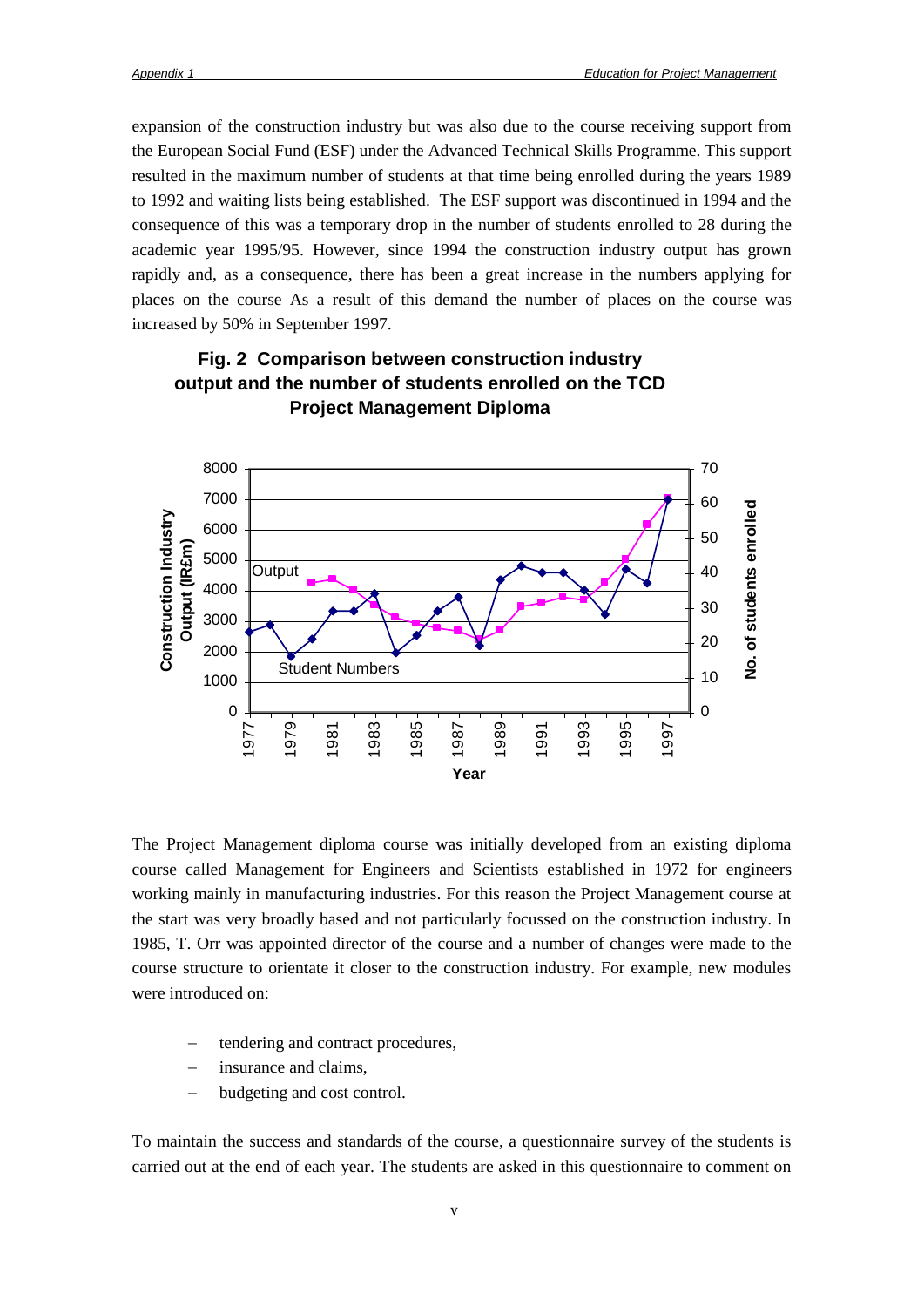expansion of the construction industry but was also due to the course receiving support from the European Social Fund (ESF) under the Advanced Technical Skills Programme. This support resulted in the maximum number of students at that time being enrolled during the years 1989 to 1992 and waiting lists being established. The ESF support was discontinued in 1994 and the consequence of this was a temporary drop in the number of students enrolled to 28 during the academic year 1995/95. However, since 1994 the construction industry output has grown rapidly and, as a consequence, there has been a great increase in the numbers applying for places on the course As a result of this demand the number of places on the course was increased by 50% in September 1997.

**Fig. 2 Comparison between construction industry output and the number of students enrolled on the TCD Project Management Diploma**

The Project Management diploma course was initially developed from an existing diploma course called Management for Engineers and Scientists established in 1972 for engineers working mainly in manufacturing industries. For this reason the Project Management course at the start was very broadly based and not particularly focussed on the construction industry. In 1985, T. Orr was appointed director of the course and a number of changes were made to the course structure to orientate it closer to the construction industry. For example, new modules were introduced on:

- tendering and contract procedures,
- insurance and claims,
- budgeting and cost control.

To maintain the success and standards of the course, a questionnaire survey of the students is carried out at the end of each year. The students are asked in this questionnaire to comment on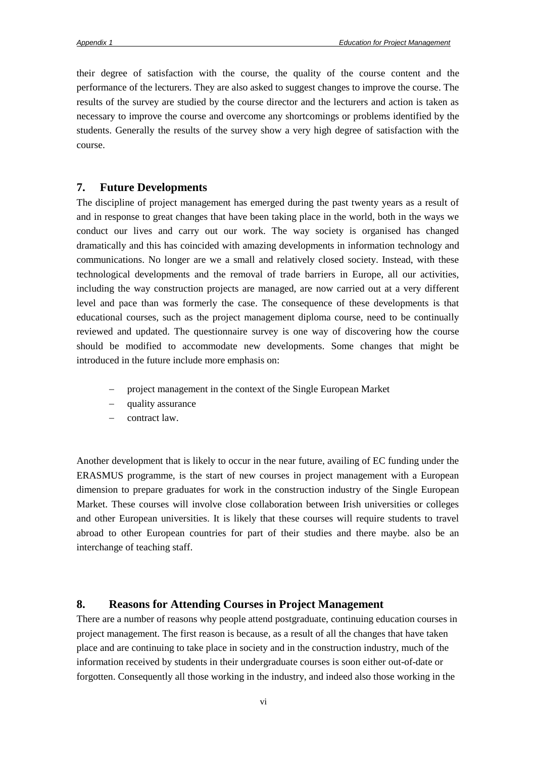their degree of satisfaction with the course, the quality of the course content and the performance of the lecturers. They are also asked to suggest changes to improve the course. The results of the survey are studied by the course director and the lecturers and action is taken as necessary to improve the course and overcome any shortcomings or problems identified by the students. Generally the results of the survey show a very high degree of satisfaction with the course.

## 7. Future Developments

The discipline of project management has emerged during the past twenty years as a result of and in response to great changes that have been taking place in the world, both in the ways we conduct our lives and carry out our work. The way society is organised has changed dramatically and this has coincided with amazing developments in information technology and communications. No longer are we a small and relatively closed society. Instead, with these technological developments and the removal of trade barriers in Europe, all our activities, including the way construction projects are managed, are now carried out at a very different level and pace than was formerly the case. The consequence of these developments is that educational courses, such as the project management diploma course, need to be continually reviewed and updated. The questionnaire survey is one way of discovering how the course should be modified to accommodate new developments. Some changes that might be introduced in the future include more emphasis on:

- project management in the context of the Single European Market
- quality assurance
- contract law.

Another development that is likely to occur in the near future, availing of EC funding under the ERASMUS programme, is the start of new courses in project management with a European dimension to prepare graduates for work in the construction industry of the Single European Market. These courses will involve close collaboration between Irish universities or colleges and other European universities. It is likely that these courses will require students to travel abroad to other European countries for part of their studies and there maybe. also be an interchange of teaching staff.

## 8. Reasons for Attending Courses in Project Management

There are a number of reasons why people attend postgraduate, continuing education courses in project management. The first reason is because, as a result of all the changes that have taken place and are continuing to take place in society and in the construction industry, much of the information received by students in their undergraduate courses is soon either out-of-date or forgotten. Consequently all those working in the industry, and indeed also those working in the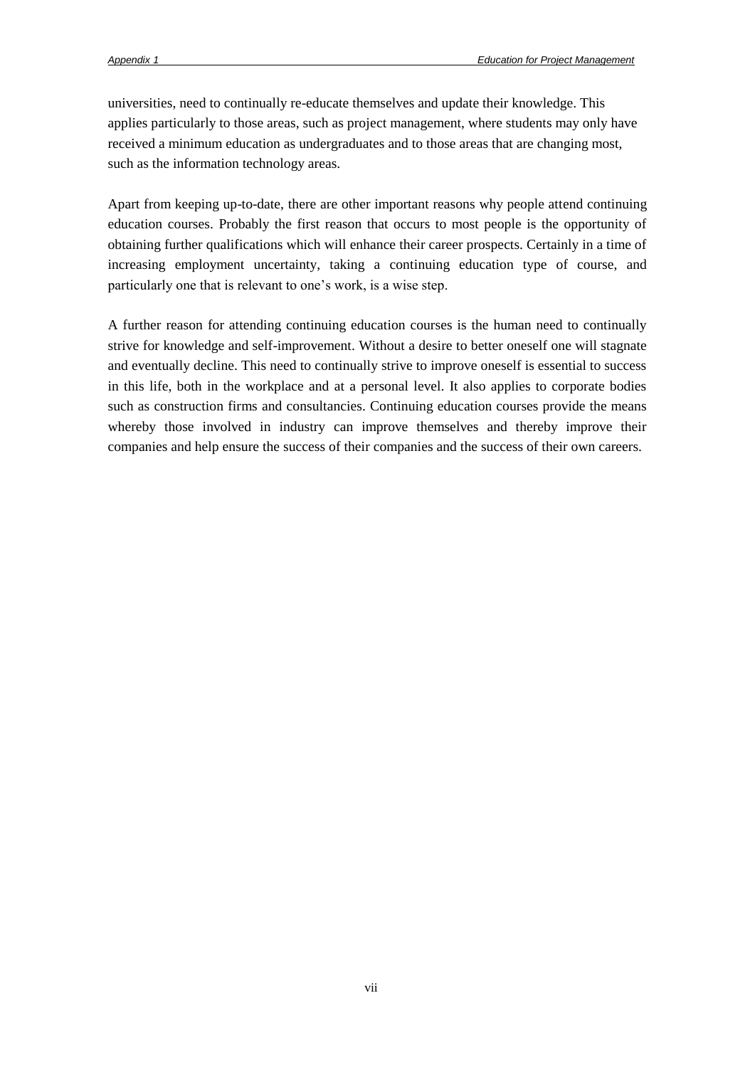universities, need to continually re-educate themselves and update their knowledge. This applies particularly to those areas, such as project management, where students may only have received a minimum education as undergraduates and to those areas that are changing most, such as the information technology areas.

Apart from keeping up-to-date, there are other important reasons why people attend continuing education courses. Probably the first reason that occurs to most people is the opportunity of obtaining further qualifications which will enhance their career prospects. Certainly in a time of increasing employment uncertainty, taking a continuing education type of course, and particularly one that is relevant to one's work, is a wise step.

A further reason for attending continuing education courses is the human need to continually strive for knowledge and self-improvement. Without a desire to better oneself one will stagnate and eventually decline. This need to continually strive to improve oneself is essential to success in this life, both in the workplace and at a personal level. It also applies to corporate bodies such as construction firms and consultancies. Continuing education courses provide the means whereby those involved in industry can improve themselves and thereby improve their companies and help ensure the success of their companies and the success of their own careers.